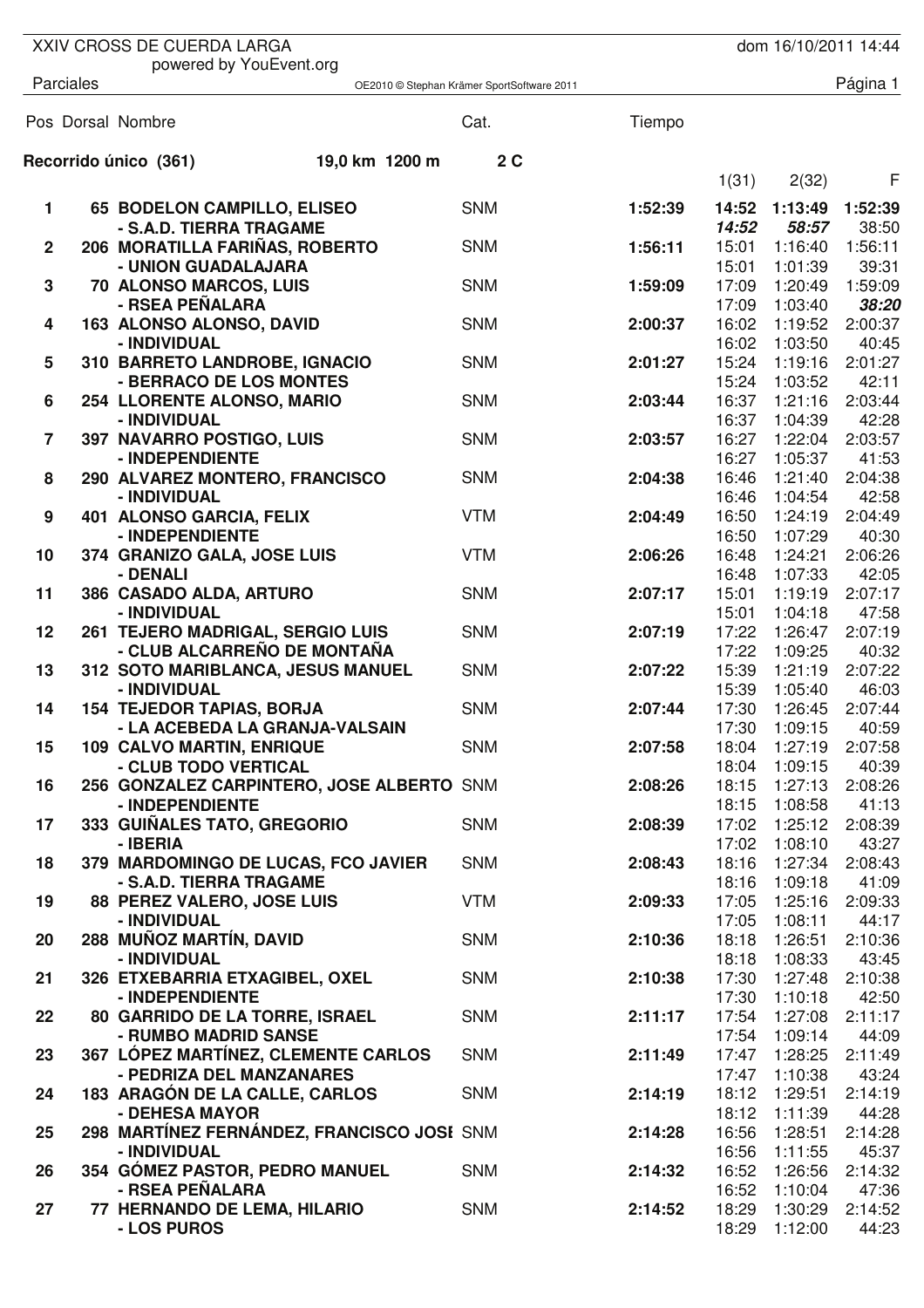XXIV CROSS DE CUERDA LARGA

powered by YouEvent.org

dom 16/10/2011 14:44

Parciales

OE2010 © Stephan Krämer SportSoftware 2011

**Recorrido único (361)** 19,0 km 1200 m 2 C

| Pos | Dorsal | Nombre | Cat. | Tiempo | 1(31) | 2(32) | F |
|---|---|---|---|---|---|---|---|
| **1** | **65** | **BODELON CAMPILLO, ELISEO** | SNM | **1:52:39** | **14:52** | **1:13:49** | **1:52:39** |
| | | **- S.A.D. TIERRA TRAGAME** | | | ***14:52*** | ***58:57*** | 38:50 |
| **2** | **206** | **MORATILLA FARIÑAS, ROBERTO** | SNM | **1:56:11** | 15:01 | 1:16:40 | 1:56:11 |
| | | **- UNION GUADALAJARA** | | | 15:01 | 1:01:39 | 39:31 |
| **3** | **70** | **ALONSO MARCOS, LUIS** | SNM | **1:59:09** | 17:09 | 1:20:49 | 1:59:09 |
| | | **- RSEA PEÑALARA** | | | 17:09 | 1:03:40 | ***38:20*** |
| **4** | **163** | **ALONSO ALONSO, DAVID** | SNM | **2:00:37** | 16:02 | 1:19:52 | 2:00:37 |
| | | **- INDIVIDUAL** | | | 16:02 | 1:03:50 | 40:45 |
| **5** | **310** | **BARRETO LANDROBE, IGNACIO** | SNM | **2:01:27** | 15:24 | 1:19:16 | 2:01:27 |
| | | **- BERRACO DE LOS MONTES** | | | 15:24 | 1:03:52 | 42:11 |
| **6** | **254** | **LLORENTE ALONSO, MARIO** | SNM | **2:03:44** | 16:37 | 1:21:16 | 2:03:44 |
| | | **- INDIVIDUAL** | | | 16:37 | 1:04:39 | 42:28 |
| **7** | **397** | **NAVARRO POSTIGO, LUIS** | SNM | **2:03:57** | 16:27 | 1:22:04 | 2:03:57 |
| | | **- INDEPENDIENTE** | | | 16:27 | 1:05:37 | 41:53 |
| **8** | **290** | **ALVAREZ MONTERO, FRANCISCO** | SNM | **2:04:38** | 16:46 | 1:21:40 | 2:04:38 |
| | | **- INDIVIDUAL** | | | 16:46 | 1:04:54 | 42:58 |
| **9** | **401** | **ALONSO GARCIA, FELIX** | VTM | **2:04:49** | 16:50 | 1:24:19 | 2:04:49 |
| | | **- INDEPENDIENTE** | | | 16:50 | 1:07:29 | 40:30 |
| **10** | **374** | **GRANIZO GALA, JOSE LUIS** | VTM | **2:06:26** | 16:48 | 1:24:21 | 2:06:26 |
| | | **- DENALI** | | | 16:48 | 1:07:33 | 42:05 |
| **11** | **386** | **CASADO ALDA, ARTURO** | SNM | **2:07:17** | 15:01 | 1:19:19 | 2:07:17 |
| | | **- INDIVIDUAL** | | | 15:01 | 1:04:18 | 47:58 |
| **12** | **261** | **TEJERO MADRIGAL, SERGIO LUIS** | SNM | **2:07:19** | 17:22 | 1:26:47 | 2:07:19 |
| | | **- CLUB ALCARREÑO DE MONTAÑA** | | | 17:22 | 1:09:25 | 40:32 |
| **13** | **312** | **SOTO MARIBLANCA, JESUS MANUEL** | SNM | **2:07:22** | 15:39 | 1:21:19 | 2:07:22 |
| | | **- INDIVIDUAL** | | | 15:39 | 1:05:40 | 46:03 |
| **14** | **154** | **TEJEDOR TAPIAS, BORJA** | SNM | **2:07:44** | 17:30 | 1:26:45 | 2:07:44 |
| | | **- LA ACEBEDA LA GRANJA-VALSAIN** | | | 17:30 | 1:09:15 | 40:59 |
| **15** | **109** | **CALVO MARTIN, ENRIQUE** | SNM | **2:07:58** | 18:04 | 1:27:19 | 2:07:58 |
| | | **- CLUB TODO VERTICAL** | | | 18:04 | 1:09:15 | 40:39 |
| **16** | **256** | **GONZALEZ CARPINTERO, JOSE ALBERTO** | SNM | **2:08:26** | 18:15 | 1:27:13 | 2:08:26 |
| | | **- INDEPENDIENTE** | | | 18:15 | 1:08:58 | 41:13 |
| **17** | **333** | **GUIÑALES TATO, GREGORIO** | SNM | **2:08:39** | 17:02 | 1:25:12 | 2:08:39 |
| | | **- IBERIA** | | | 17:02 | 1:08:10 | 43:27 |
| **18** | **379** | **MARDOMINGO DE LUCAS, FCO JAVIER** | SNM | **2:08:43** | 18:16 | 1:27:34 | 2:08:43 |
| | | **- S.A.D. TIERRA TRAGAME** | | | 18:16 | 1:09:18 | 41:09 |
| **19** | **88** | **PEREZ VALERO, JOSE LUIS** | VTM | **2:09:33** | 17:05 | 1:25:16 | 2:09:33 |
| | | **- INDIVIDUAL** | | | 17:05 | 1:08:11 | 44:17 |
| **20** | **288** | **MUÑOZ MARTÍN, DAVID** | SNM | **2:10:36** | 18:18 | 1:26:51 | 2:10:36 |
| | | **- INDIVIDUAL** | | | 18:18 | 1:08:33 | 43:45 |
| **21** | **326** | **ETXEBARRIA ETXAGIBEL, OXEL** | SNM | **2:10:38** | 17:30 | 1:27:48 | 2:10:38 |
| | | **- INDEPENDIENTE** | | | 17:30 | 1:10:18 | 42:50 |
| **22** | **80** | **GARRIDO DE LA TORRE, ISRAEL** | SNM | **2:11:17** | 17:54 | 1:27:08 | 2:11:17 |
| | | **- RUMBO MADRID SANSE** | | | 17:54 | 1:09:14 | 44:09 |
| **23** | **367** | **LÓPEZ MARTÍNEZ, CLEMENTE CARLOS** | SNM | **2:11:49** | 17:47 | 1:28:25 | 2:11:49 |
| | | **- PEDRIZA DEL MANZANARES** | | | 17:47 | 1:10:38 | 43:24 |
| **24** | **183** | **ARAGÓN DE LA CALLE, CARLOS** | SNM | **2:14:19** | 18:12 | 1:29:51 | 2:14:19 |
| | | **- DEHESA MAYOR** | | | 18:12 | 1:11:39 | 44:28 |
| **25** | **298** | **MARTÍNEZ FERNÁNDEZ, FRANCISCO JOSI** | SNM | **2:14:28** | 16:56 | 1:28:51 | 2:14:28 |
| | | **- INDIVIDUAL** | | | 16:56 | 1:11:55 | 45:37 |
| **26** | **354** | **GÓMEZ PASTOR, PEDRO MANUEL** | SNM | **2:14:32** | 16:52 | 1:26:56 | 2:14:32 |
| | | **- RSEA PEÑALARA** | | | 16:52 | 1:10:04 | 47:36 |
| **27** | **77** | **HERNANDO DE LEMA, HILARIO** | SNM | **2:14:52** | 18:29 | 1:30:29 | 2:14:52 |
| | | **- LOS PUROS** | | | 18:29 | 1:12:00 | 44:23 |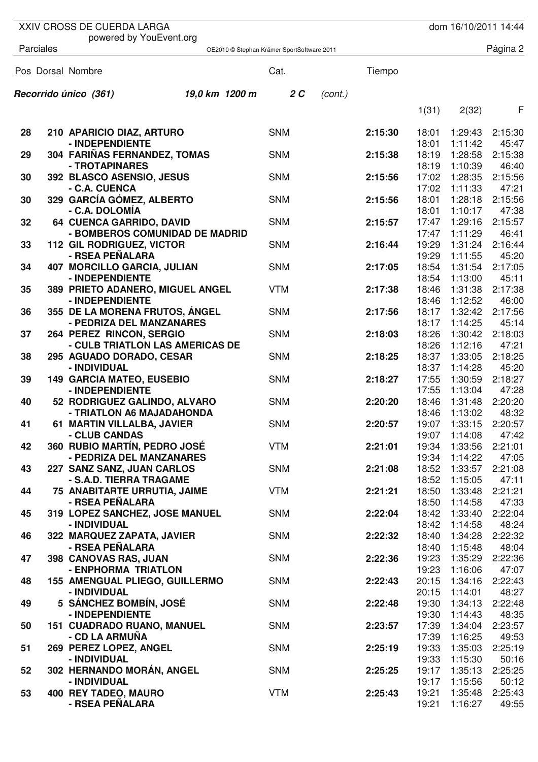XXIV CROSS DE CUERDA LARGA
powered by YouEvent.org

dom 16/10/2011 14:44

Parciales

OE2010 © Stephan Krämer SportSoftware 2011

**Recorrido único (361)** *19,0 km 1200 m* **2 C** *(cont.)*

| Pos | Dorsal | Nombre | Cat. | Tiempo | 1(31) | 2(32) | F |
|---|---|---|---|---|---|---|---|
| **28** | **210** | **APARICIO DIAZ, ARTURO** | SNM | **2:15:30** | 18:01 | 1:29:43 | 2:15:30 |
| | | **- INDEPENDIENTE** | | | 18:01 | 1:11:42 | 45:47 |
| **29** | **304** | **FARIÑAS FERNANDEZ, TOMAS** | SNM | **2:15:38** | 18:19 | 1:28:58 | 2:15:38 |
| | | **- TROTAPINARES** | | | 18:19 | 1:10:39 | 46:40 |
| **30** | **392** | **BLASCO ASENSIO, JESUS** | SNM | **2:15:56** | 17:02 | 1:28:35 | 2:15:56 |
| | | **- C.A. CUENCA** | | | 17:02 | 1:11:33 | 47:21 |
| **30** | **329** | **GARCÍA GÓMEZ, ALBERTO** | SNM | **2:15:56** | 18:01 | 1:28:18 | 2:15:56 |
| | | **- C.A. DOLOMÍA** | | | 18:01 | 1:10:17 | 47:38 |
| **32** | **64** | **CUENCA GARRIDO, DAVID** | SNM | **2:15:57** | 17:47 | 1:29:16 | 2:15:57 |
| | | **- BOMBEROS COMUNIDAD DE MADRID** | | | 17:47 | 1:11:29 | 46:41 |
| **33** | **112** | **GIL RODRIGUEZ, VICTOR** | SNM | **2:16:44** | 19:29 | 1:31:24 | 2:16:44 |
| | | **- RSEA PEÑALARA** | | | 19:29 | 1:11:55 | 45:20 |
| **34** | **407** | **MORCILLO GARCIA, JULIAN** | SNM | **2:17:05** | 18:54 | 1:31:54 | 2:17:05 |
| | | **- INDEPENDIENTE** | | | 18:54 | 1:13:00 | 45:11 |
| **35** | **389** | **PRIETO ADANERO, MIGUEL ANGEL** | VTM | **2:17:38** | 18:46 | 1:31:38 | 2:17:38 |
| | | **- INDEPENDIENTE** | | | 18:46 | 1:12:52 | 46:00 |
| **36** | **355** | **DE LA MORENA FRUTOS, ÁNGEL** | SNM | **2:17:56** | 18:17 | 1:32:42 | 2:17:56 |
| | | **- PEDRIZA DEL MANZANARES** | | | 18:17 | 1:14:25 | 45:14 |
| **37** | **264** | **PEREZ RINCON, SERGIO** | SNM | **2:18:03** | 18:26 | 1:30:42 | 2:18:03 |
| | | **- CULB TRIATLON LAS AMERICAS DE** | | | 18:26 | 1:12:16 | 47:21 |
| **38** | **295** | **AGUADO DORADO, CESAR** | SNM | **2:18:25** | 18:37 | 1:33:05 | 2:18:25 |
| | | **- INDIVIDUAL** | | | 18:37 | 1:14:28 | 45:20 |
| **39** | **149** | **GARCIA MATEO, EUSEBIO** | SNM | **2:18:27** | 17:55 | 1:30:59 | 2:18:27 |
| | | **- INDEPENDIENTE** | | | 17:55 | 1:13:04 | 47:28 |
| **40** | **52** | **RODRIGUEZ GALINDO, ALVARO** | SNM | **2:20:20** | 18:46 | 1:31:48 | 2:20:20 |
| | | **- TRIATLON A6 MAJADAHONDA** | | | 18:46 | 1:13:02 | 48:32 |
| **41** | **61** | **MARTIN VILLALBA, JAVIER** | SNM | **2:20:57** | 19:07 | 1:33:15 | 2:20:57 |
| | | **- CLUB CANDAS** | | | 19:07 | 1:14:08 | 47:42 |
| **42** | **360** | **RUBIO MARTÍN, PEDRO JOSÉ** | VTM | **2:21:01** | 19:34 | 1:33:56 | 2:21:01 |
| | | **- PEDRIZA DEL MANZANARES** | | | 19:34 | 1:14:22 | 47:05 |
| **43** | **227** | **SANZ SANZ, JUAN CARLOS** | SNM | **2:21:08** | 18:52 | 1:33:57 | 2:21:08 |
| | | **- S.A.D. TIERRA TRAGAME** | | | 18:52 | 1:15:05 | 47:11 |
| **44** | **75** | **ANABITARTE URRUTIA, JAIME** | VTM | **2:21:21** | 18:50 | 1:33:48 | 2:21:21 |
| | | **- RSEA PEÑALARA** | | | 18:50 | 1:14:58 | 47:33 |
| **45** | **319** | **LOPEZ SANCHEZ, JOSE MANUEL** | SNM | **2:22:04** | 18:42 | 1:33:40 | 2:22:04 |
| | | **- INDIVIDUAL** | | | 18:42 | 1:14:58 | 48:24 |
| **46** | **322** | **MARQUEZ ZAPATA, JAVIER** | SNM | **2:22:32** | 18:40 | 1:34:28 | 2:22:32 |
| | | **- RSEA PEÑALARA** | | | 18:40 | 1:15:48 | 48:04 |
| **47** | **398** | **CANOVAS RAS, JUAN** | SNM | **2:22:36** | 19:23 | 1:35:29 | 2:22:36 |
| | | **- ENPHORMA TRIATLON** | | | 19:23 | 1:16:06 | 47:07 |
| **48** | **155** | **AMENGUAL PLIEGO, GUILLERMO** | SNM | **2:22:43** | 20:15 | 1:34:16 | 2:22:43 |
| | | **- INDIVIDUAL** | | | 20:15 | 1:14:01 | 48:27 |
| **49** | **5** | **SÁNCHEZ BOMBÍN, JOSÉ** | SNM | **2:22:48** | 19:30 | 1:34:13 | 2:22:48 |
| | | **- INDEPENDIENTE** | | | 19:30 | 1:14:43 | 48:35 |
| **50** | **151** | **CUADRADO RUANO, MANUEL** | SNM | **2:23:57** | 17:39 | 1:34:04 | 2:23:57 |
| | | **- CD LA ARMUÑA** | | | 17:39 | 1:16:25 | 49:53 |
| **51** | **269** | **PEREZ LOPEZ, ANGEL** | SNM | **2:25:19** | 19:33 | 1:35:03 | 2:25:19 |
| | | **- INDIVIDUAL** | | | 19:33 | 1:15:30 | 50:16 |
| **52** | **302** | **HERNANDO MORÁN, ANGEL** | SNM | **2:25:25** | 19:17 | 1:35:13 | 2:25:25 |
| | | **- INDIVIDUAL** | | | 19:17 | 1:15:56 | 50:12 |
| **53** | **400** | **REY TADEO, MAURO** | VTM | **2:25:43** | 19:21 | 1:35:48 | 2:25:43 |
| | | **- RSEA PEÑALARA** | | | 19:21 | 1:16:27 | 49:55 |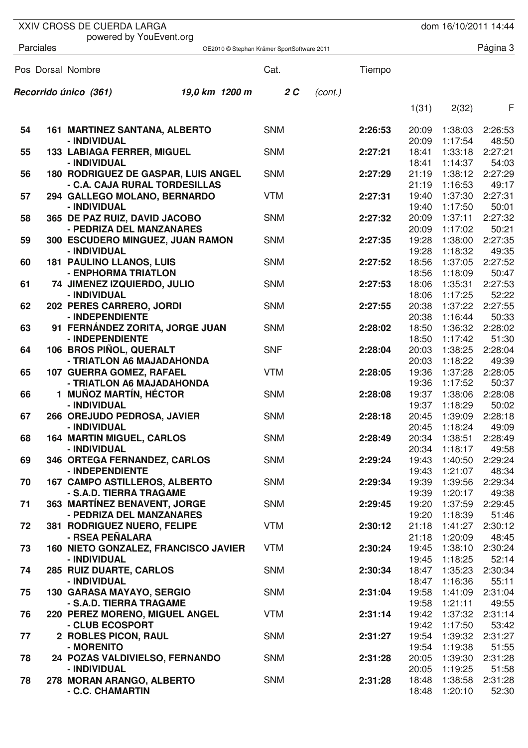XXIV CROSS DE CUERDA LARGA

powered by YouEvent.org

Parciales

dom 16/10/2011 14:44

**Recorrido único (361)** *19,0 km 1200 m* **2 C** *(cont.)*

| Pos | Dorsal | Nombre | Cat. | Tiempo | 1(31) | 2(32) | F |
|---|---|---|---|---|---|---|---|
| 54 | 161 | **MARTINEZ SANTANA, ALBERTO** | SNM | **2:26:53** | 20:09 | 1:38:03 | 2:26:53 |
| | | - INDIVIDUAL | | | 20:09 | 1:17:54 | 48:50 |
| 55 | 133 | **LABIAGA FERRER, MIGUEL** | SNM | **2:27:21** | 18:41 | 1:33:18 | 2:27:21 |
| | | - INDIVIDUAL | | | 18:41 | 1:14:37 | 54:03 |
| 56 | 180 | **RODRIGUEZ DE GASPAR, LUIS ANGEL** | SNM | **2:27:29** | 21:19 | 1:38:12 | 2:27:29 |
| | | - C.A. CAJA RURAL TORDESILLAS | | | 21:19 | 1:16:53 | 49:17 |
| 57 | 294 | **GALLEGO MOLANO, BERNARDO** | VTM | **2:27:31** | 19:40 | 1:37:30 | 2:27:31 |
| | | - INDIVIDUAL | | | 19:40 | 1:17:50 | 50:01 |
| 58 | 365 | **DE PAZ RUIZ, DAVID JACOBO** | SNM | **2:27:32** | 20:09 | 1:37:11 | 2:27:32 |
| | | - PEDRIZA DEL MANZANARES | | | 20:09 | 1:17:02 | 50:21 |
| 59 | 300 | **ESCUDERO MINGUEZ, JUAN RAMON** | SNM | **2:27:35** | 19:28 | 1:38:00 | 2:27:35 |
| | | - INDIVIDUAL | | | 19:28 | 1:18:32 | 49:35 |
| 60 | 181 | **PAULINO LLANOS, LUIS** | SNM | **2:27:52** | 18:56 | 1:37:05 | 2:27:52 |
| | | - ENPHORMA TRIATLON | | | 18:56 | 1:18:09 | 50:47 |
| 61 | 74 | **JIMENEZ IZQUIERDO, JULIO** | SNM | **2:27:53** | 18:06 | 1:35:31 | 2:27:53 |
| | | - INDIVIDUAL | | | 18:06 | 1:17:25 | 52:22 |
| 62 | 202 | **PERES CARRERO, JORDI** | SNM | **2:27:55** | 20:38 | 1:37:22 | 2:27:55 |
| | | - INDEPENDIENTE | | | 20:38 | 1:16:44 | 50:33 |
| 63 | 91 | **FERNÁNDEZ ZORITA, JORGE JUAN** | SNM | **2:28:02** | 18:50 | 1:36:32 | 2:28:02 |
| | | - INDEPENDIENTE | | | 18:50 | 1:17:42 | 51:30 |
| 64 | 106 | **BROS PIÑOL, QUERALT** | SNF | **2:28:04** | 20:03 | 1:38:25 | 2:28:04 |
| | | - TRIATLON A6 MAJADAHONDA | | | 20:03 | 1:18:22 | 49:39 |
| 65 | 107 | **GUERRA GOMEZ, RAFAEL** | VTM | **2:28:05** | 19:36 | 1:37:28 | 2:28:05 |
| | | - TRIATLON A6 MAJADAHONDA | | | 19:36 | 1:17:52 | 50:37 |
| 66 | 1 | **MUÑOZ MARTÍN, HÉCTOR** | SNM | **2:28:08** | 19:37 | 1:38:06 | 2:28:08 |
| | | - INDIVIDUAL | | | 19:37 | 1:18:29 | 50:02 |
| 67 | 266 | **OREJUDO PEDROSA, JAVIER** | SNM | **2:28:18** | 20:45 | 1:39:09 | 2:28:18 |
| | | - INDIVIDUAL | | | 20:45 | 1:18:24 | 49:09 |
| 68 | 164 | **MARTIN MIGUEL, CARLOS** | SNM | **2:28:49** | 20:34 | 1:38:51 | 2:28:49 |
| | | - INDIVIDUAL | | | 20:34 | 1:18:17 | 49:58 |
| 69 | 346 | **ORTEGA FERNANDEZ, CARLOS** | SNM | **2:29:24** | 19:43 | 1:40:50 | 2:29:24 |
| | | - INDEPENDIENTE | | | 19:43 | 1:21:07 | 48:34 |
| 70 | 167 | **CAMPO ASTILLEROS, ALBERTO** | SNM | **2:29:34** | 19:39 | 1:39:56 | 2:29:34 |
| | | - S.A.D. TIERRA TRAGAME | | | 19:39 | 1:20:17 | 49:38 |
| 71 | 363 | **MARTÍNEZ BENAVENT, JORGE** | SNM | **2:29:45** | 19:20 | 1:37:59 | 2:29:45 |
| | | - PEDRIZA DEL MANZANARES | | | 19:20 | 1:18:39 | 51:46 |
| 72 | 381 | **RODRIGUEZ NUERO, FELIPE** | VTM | **2:30:12** | 21:18 | 1:41:27 | 2:30:12 |
| | | - RSEA PEÑALARA | | | 21:18 | 1:20:09 | 48:45 |
| 73 | 160 | **NIETO GONZALEZ, FRANCISCO JAVIER** | VTM | **2:30:24** | 19:45 | 1:38:10 | 2:30:24 |
| | | - INDIVIDUAL | | | 19:45 | 1:18:25 | 52:14 |
| 74 | 285 | **RUIZ DUARTE, CARLOS** | SNM | **2:30:34** | 18:47 | 1:35:23 | 2:30:34 |
| | | - INDIVIDUAL | | | 18:47 | 1:16:36 | 55:11 |
| 75 | 130 | **GARASA MAYAYO, SERGIO** | SNM | **2:31:04** | 19:58 | 1:41:09 | 2:31:04 |
| | | - S.A.D. TIERRA TRAGAME | | | 19:58 | 1:21:11 | 49:55 |
| 76 | 220 | **PEREZ MORENO, MIGUEL ANGEL** | VTM | **2:31:14** | 19:42 | 1:37:32 | 2:31:14 |
| | | - CLUB ECOSPORT | | | 19:42 | 1:17:50 | 53:42 |
| 77 | 2 | **ROBLES PICON, RAUL** | SNM | **2:31:27** | 19:54 | 1:39:32 | 2:31:27 |
| | | - MORENITO | | | 19:54 | 1:19:38 | 51:55 |
| 78 | 24 | **POZAS VALDIVIELSO, FERNANDO** | SNM | **2:31:28** | 20:05 | 1:39:30 | 2:31:28 |
| | | - INDIVIDUAL | | | 20:05 | 1:19:25 | 51:58 |
| 78 | 278 | **MORAN ARANGO, ALBERTO** | SNM | **2:31:28** | 18:48 | 1:38:58 | 2:31:28 |
| | | - C.C. CHAMARTIN | | | 18:48 | 1:20:10 | 52:30 |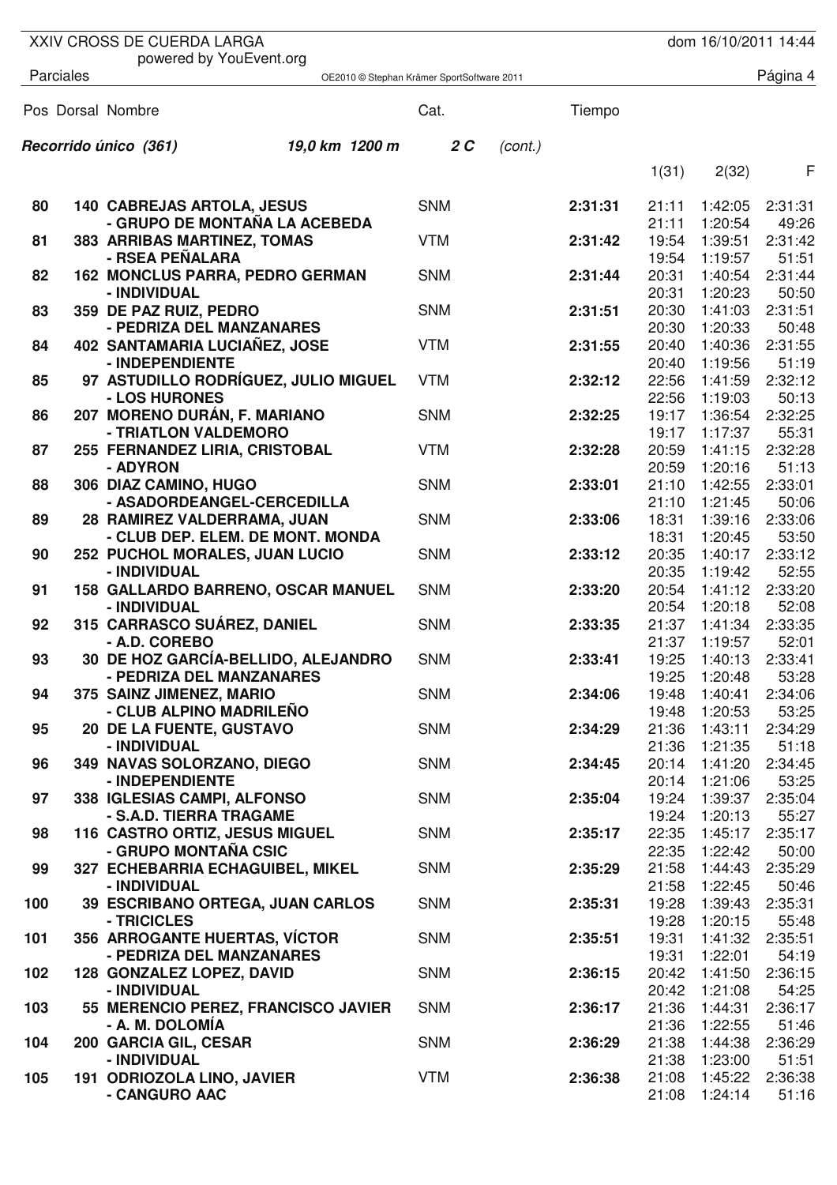XXIV CROSS DE CUERDA LARGA
powered by YouEvent.org

dom 16/10/2011 14:44

Parciales

OE2010 © Stephan Krämer SportSoftware 2011

**Recorrido único (361)** *19,0 km 1200 m* **2 C** *(cont.)*

| Pos | Dorsal | Nombre | Cat. | Tiempo | 1(31) | 2(32) | F |
|---|---|---|---|---|---|---|---|
| 80 | 140 | **CABREJAS ARTOLA, JESUS** | SNM | **2:31:31** | 21:11 | 1:42:05 | 2:31:31 |
| | | **- GRUPO DE MONTAÑA LA ACEBEDA** | | | 21:11 | 1:20:54 | 49:26 |
| 81 | 383 | **ARRIBAS MARTINEZ, TOMAS** | VTM | **2:31:42** | 19:54 | 1:39:51 | 2:31:42 |
| | | **- RSEA PEÑALARA** | | | 19:54 | 1:19:57 | 51:51 |
| 82 | 162 | **MONCLUS PARRA, PEDRO GERMAN** | SNM | **2:31:44** | 20:31 | 1:40:54 | 2:31:44 |
| | | **- INDIVIDUAL** | | | 20:31 | 1:20:23 | 50:50 |
| 83 | 359 | **DE PAZ RUIZ, PEDRO** | SNM | **2:31:51** | 20:30 | 1:41:03 | 2:31:51 |
| | | **- PEDRIZA DEL MANZANARES** | | | 20:30 | 1:20:33 | 50:48 |
| 84 | 402 | **SANTAMARIA LUCIAÑEZ, JOSE** | VTM | **2:31:55** | 20:40 | 1:40:36 | 2:31:55 |
| | | **- INDEPENDIENTE** | | | 20:40 | 1:19:56 | 51:19 |
| 85 | 97 | **ASTUDILLO RODRÍGUEZ, JULIO MIGUEL** | VTM | **2:32:12** | 22:56 | 1:41:59 | 2:32:12 |
| | | **- LOS HURONES** | | | 22:56 | 1:19:03 | 50:13 |
| 86 | 207 | **MORENO DURÁN, F. MARIANO** | SNM | **2:32:25** | 19:17 | 1:36:54 | 2:32:25 |
| | | **- TRIATLON VALDEMORO** | | | 19:17 | 1:17:37 | 55:31 |
| 87 | 255 | **FERNANDEZ LIRIA, CRISTOBAL** | VTM | **2:32:28** | 20:59 | 1:41:15 | 2:32:28 |
| | | **- ADYRON** | | | 20:59 | 1:20:16 | 51:13 |
| 88 | 306 | **DIAZ CAMINO, HUGO** | SNM | **2:33:01** | 21:10 | 1:42:55 | 2:33:01 |
| | | **- ASADORDEANGEL-CERCEDILLA** | | | 21:10 | 1:21:45 | 50:06 |
| 89 | 28 | **RAMIREZ VALDERRAMA, JUAN** | SNM | **2:33:06** | 18:31 | 1:39:16 | 2:33:06 |
| | | **- CLUB DEP. ELEM. DE MONT. MONDA** | | | 18:31 | 1:20:45 | 53:50 |
| 90 | 252 | **PUCHOL MORALES, JUAN LUCIO** | SNM | **2:33:12** | 20:35 | 1:40:17 | 2:33:12 |
| | | **- INDIVIDUAL** | | | 20:35 | 1:19:42 | 52:55 |
| 91 | 158 | **GALLARDO BARRENO, OSCAR MANUEL** | SNM | **2:33:20** | 20:54 | 1:41:12 | 2:33:20 |
| | | **- INDIVIDUAL** | | | 20:54 | 1:20:18 | 52:08 |
| 92 | 315 | **CARRASCO SUÁREZ, DANIEL** | SNM | **2:33:35** | 21:37 | 1:41:34 | 2:33:35 |
| | | **- A.D. COREBO** | | | 21:37 | 1:19:57 | 52:01 |
| 93 | 30 | **DE HOZ GARCÍA-BELLIDO, ALEJANDRO** | SNM | **2:33:41** | 19:25 | 1:40:13 | 2:33:41 |
| | | **- PEDRIZA DEL MANZANARES** | | | 19:25 | 1:20:48 | 53:28 |
| 94 | 375 | **SAINZ JIMENEZ, MARIO** | SNM | **2:34:06** | 19:48 | 1:40:41 | 2:34:06 |
| | | **- CLUB ALPINO MADRILEÑO** | | | 19:48 | 1:20:53 | 53:25 |
| 95 | 20 | **DE LA FUENTE, GUSTAVO** | SNM | **2:34:29** | 21:36 | 1:43:11 | 2:34:29 |
| | | **- INDIVIDUAL** | | | 21:36 | 1:21:35 | 51:18 |
| 96 | 349 | **NAVAS SOLORZANO, DIEGO** | SNM | **2:34:45** | 20:14 | 1:41:20 | 2:34:45 |
| | | **- INDEPENDIENTE** | | | 20:14 | 1:21:06 | 53:25 |
| 97 | 338 | **IGLESIAS CAMPI, ALFONSO** | SNM | **2:35:04** | 19:24 | 1:39:37 | 2:35:04 |
| | | **- S.A.D. TIERRA TRAGAME** | | | 19:24 | 1:20:13 | 55:27 |
| 98 | 116 | **CASTRO ORTIZ, JESUS MIGUEL** | SNM | **2:35:17** | 22:35 | 1:45:17 | 2:35:17 |
| | | **- GRUPO MONTAÑA CSIC** | | | 22:35 | 1:22:42 | 50:00 |
| 99 | 327 | **ECHEBARRIA ECHAGUIBEL, MIKEL** | SNM | **2:35:29** | 21:58 | 1:44:43 | 2:35:29 |
| | | **- INDIVIDUAL** | | | 21:58 | 1:22:45 | 50:46 |
| 100 | 39 | **ESCRIBANO ORTEGA, JUAN CARLOS** | SNM | **2:35:31** | 19:28 | 1:39:43 | 2:35:31 |
| | | **- TRICICLES** | | | 19:28 | 1:20:15 | 55:48 |
| 101 | 356 | **ARROGANTE HUERTAS, VÍCTOR** | SNM | **2:35:51** | 19:31 | 1:41:32 | 2:35:51 |
| | | **- PEDRIZA DEL MANZANARES** | | | 19:31 | 1:22:01 | 54:19 |
| 102 | 128 | **GONZALEZ LOPEZ, DAVID** | SNM | **2:36:15** | 20:42 | 1:41:50 | 2:36:15 |
| | | **- INDIVIDUAL** | | | 20:42 | 1:21:08 | 54:25 |
| 103 | 55 | **MERENCIO PEREZ, FRANCISCO JAVIER** | SNM | **2:36:17** | 21:36 | 1:44:31 | 2:36:17 |
| | | **- A. M. DOLOMÍA** | | | 21:36 | 1:22:55 | 51:46 |
| 104 | 200 | **GARCIA GIL, CESAR** | SNM | **2:36:29** | 21:38 | 1:44:38 | 2:36:29 |
| | | **- INDIVIDUAL** | | | 21:38 | 1:23:00 | 51:51 |
| 105 | 191 | **ODRIOZOLA LINO, JAVIER** | VTM | **2:36:38** | 21:08 | 1:45:22 | 2:36:38 |
| | | **- CANGURO AAC** | | | 21:08 | 1:24:14 | 51:16 |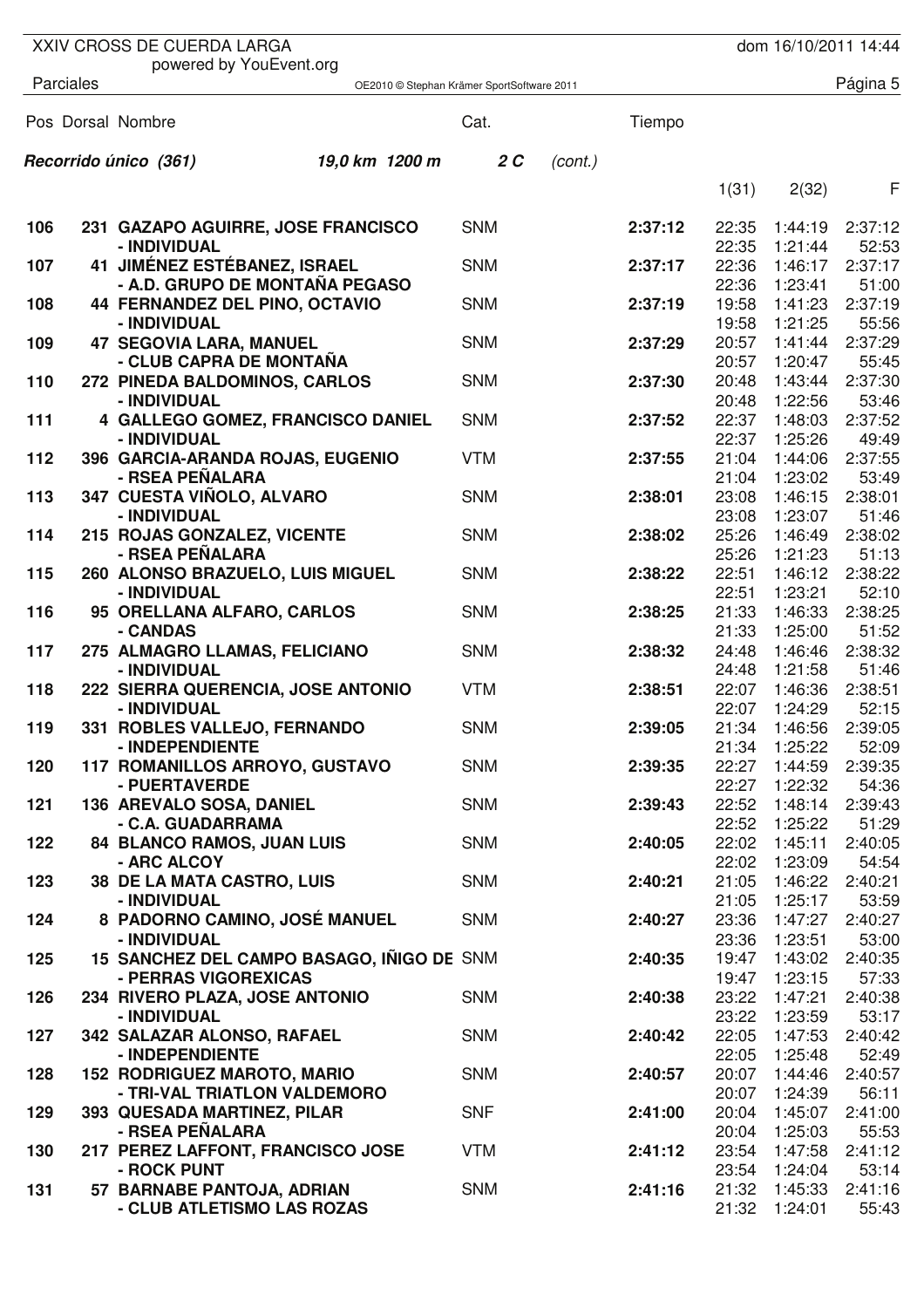XXIV CROSS DE CUERDA LARGA
powered by YouEvent.org

dom 16/10/2011 14:44

Parciales

**Recorrido único (361)** *19,0 km 1200 m* **2 C** *(cont.)*

| Pos | Dorsal | Nombre | Cat. | Tiempo | 1(31) | 2(32) | F |
|---|---|---|---|---|---|---|---|
| 106 | 231 | GAZAPO AGUIRRE, JOSE FRANCISCO - INDIVIDUAL | SNM | 2:37:12 | 22:35<br>22:35 | 1:44:19<br>1:21:44 | 2:37:12<br>52:53 |
| 107 | 41 | JIMÉNEZ ESTÉBANEZ, ISRAEL - A.D. GRUPO DE MONTAÑA PEGASO | SNM | 2:37:17 | 22:36<br>22:36 | 1:46:17<br>1:23:41 | 2:37:17<br>51:00 |
| 108 | 44 | FERNANDEZ DEL PINO, OCTAVIO - INDIVIDUAL | SNM | 2:37:19 | 19:58<br>19:58 | 1:41:23<br>1:21:25 | 2:37:19<br>55:56 |
| 109 | 47 | SEGOVIA LARA, MANUEL - CLUB CAPRA DE MONTAÑA | SNM | 2:37:29 | 20:57<br>20:57 | 1:41:44<br>1:20:47 | 2:37:29<br>55:45 |
| 110 | 272 | PINEDA BALDOMINOS, CARLOS - INDIVIDUAL | SNM | 2:37:30 | 20:48<br>20:48 | 1:43:44<br>1:22:56 | 2:37:30<br>53:46 |
| 111 | 4 | GALLEGO GOMEZ, FRANCISCO DANIEL - INDIVIDUAL | SNM | 2:37:52 | 22:37<br>22:37 | 1:48:03<br>1:25:26 | 2:37:52<br>49:49 |
| 112 | 396 | GARCIA-ARANDA ROJAS, EUGENIO - RSEA PEÑALARA | VTM | 2:37:55 | 21:04<br>21:04 | 1:44:06<br>1:23:02 | 2:37:55<br>53:49 |
| 113 | 347 | CUESTA VIÑOLO, ALVARO - INDIVIDUAL | SNM | 2:38:01 | 23:08<br>23:08 | 1:46:15<br>1:23:07 | 2:38:01<br>51:46 |
| 114 | 215 | ROJAS GONZALEZ, VICENTE - RSEA PEÑALARA | SNM | 2:38:02 | 25:26<br>25:26 | 1:46:49<br>1:21:23 | 2:38:02<br>51:13 |
| 115 | 260 | ALONSO BRAZUELO, LUIS MIGUEL - INDIVIDUAL | SNM | 2:38:22 | 22:51<br>22:51 | 1:46:12<br>1:23:21 | 2:38:22<br>52:10 |
| 116 | 95 | ORELLANA ALFARO, CARLOS - CANDAS | SNM | 2:38:25 | 21:33<br>21:33 | 1:46:33<br>1:25:00 | 2:38:25<br>51:52 |
| 117 | 275 | ALMAGRO LLAMAS, FELICIANO - INDIVIDUAL | SNM | 2:38:32 | 24:48<br>24:48 | 1:46:46<br>1:21:58 | 2:38:32<br>51:46 |
| 118 | 222 | SIERRA QUERENCIA, JOSE ANTONIO - INDIVIDUAL | VTM | 2:38:51 | 22:07<br>22:07 | 1:46:36<br>1:24:29 | 2:38:51<br>52:15 |
| 119 | 331 | ROBLES VALLEJO, FERNANDO - INDEPENDIENTE | SNM | 2:39:05 | 21:34<br>21:34 | 1:46:56<br>1:25:22 | 2:39:05<br>52:09 |
| 120 | 117 | ROMANILLOS ARROYO, GUSTAVO - PUERTAVERDE | SNM | 2:39:35 | 22:27<br>22:27 | 1:44:59<br>1:22:32 | 2:39:35<br>54:36 |
| 121 | 136 | AREVALO SOSA, DANIEL - C.A. GUADARRAMA | SNM | 2:39:43 | 22:52<br>22:52 | 1:48:14<br>1:25:22 | 2:39:43<br>51:29 |
| 122 | 84 | BLANCO RAMOS, JUAN LUIS - ARC ALCOY | SNM | 2:40:05 | 22:02<br>22:02 | 1:45:11<br>1:23:09 | 2:40:05<br>54:54 |
| 123 | 38 | DE LA MATA CASTRO, LUIS - INDIVIDUAL | SNM | 2:40:21 | 21:05<br>21:05 | 1:46:22<br>1:25:17 | 2:40:21<br>53:59 |
| 124 | 8 | PADORNO CAMINO, JOSÉ MANUEL - INDIVIDUAL | SNM | 2:40:27 | 23:36<br>23:36 | 1:47:27<br>1:23:51 | 2:40:27<br>53:00 |
| 125 | 15 | SANCHEZ DEL CAMPO BASAGO, IÑIGO DE - PERRAS VIGOREXICAS | SNM | 2:40:35 | 19:47<br>19:47 | 1:43:02<br>1:23:15 | 2:40:35<br>57:33 |
| 126 | 234 | RIVERO PLAZA, JOSE ANTONIO - INDIVIDUAL | SNM | 2:40:38 | 23:22<br>23:22 | 1:47:21<br>1:23:59 | 2:40:38<br>53:17 |
| 127 | 342 | SALAZAR ALONSO, RAFAEL - INDEPENDIENTE | SNM | 2:40:42 | 22:05<br>22:05 | 1:47:53<br>1:25:48 | 2:40:42<br>52:49 |
| 128 | 152 | RODRIGUEZ MAROTO, MARIO - TRI-VAL TRIATLON VALDEMORO | SNM | 2:40:57 | 20:07<br>20:07 | 1:44:46<br>1:24:39 | 2:40:57<br>56:11 |
| 129 | 393 | QUESADA MARTINEZ, PILAR - RSEA PEÑALARA | SNF | 2:41:00 | 20:04<br>20:04 | 1:45:07<br>1:25:03 | 2:41:00<br>55:53 |
| 130 | 217 | PEREZ LAFFONT, FRANCISCO JOSE - ROCK PUNT | VTM | 2:41:12 | 23:54<br>23:54 | 1:47:58<br>1:24:04 | 2:41:12<br>53:14 |
| 131 | 57 | BARNABE PANTOJA, ADRIAN - CLUB ATLETISMO LAS ROZAS | SNM | 2:41:16 | 21:32<br>21:32 | 1:45:33<br>1:24:01 | 2:41:16<br>55:43 |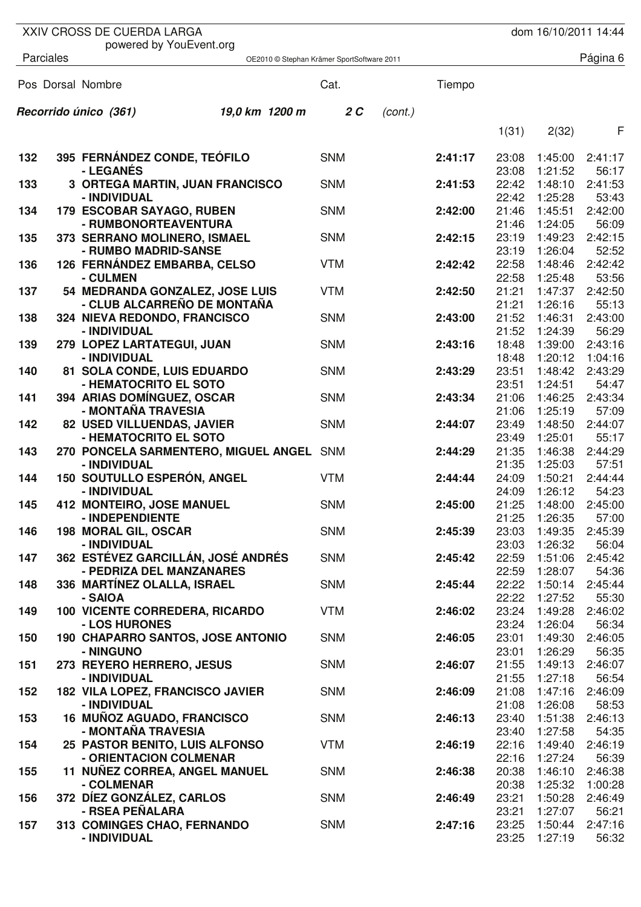XXIV CROSS DE CUERDA LARGA
powered by YouEvent.org

dom 16/10/2011 14:44

Parciales

OE2010 © Stephan Krämer SportSoftware 2011

**Recorrido único (361)** 19,0 km 1200 m 2 C (cont.)

| Pos | Dorsal | Nombre | Cat. | Tiempo | 1(31) | 2(32) | F |
|---|---|---|---|---|---|---|---|
| 132 | 395 | **FERNÁNDEZ CONDE, TEÓFILO** - LEGANÉS | SNM | **2:41:17** | 23:08 / 23:08 | 1:45:00 / 1:21:52 | 2:41:17 / 56:17 |
| 133 | 3 | **ORTEGA MARTIN, JUAN FRANCISCO** - INDIVIDUAL | SNM | **2:41:53** | 22:42 / 22:42 | 1:48:10 / 1:25:28 | 2:41:53 / 53:43 |
| 134 | 179 | **ESCOBAR SAYAGO, RUBEN** - RUMBONORTEAVENTURA | SNM | **2:42:00** | 21:46 / 21:46 | 1:45:51 / 1:24:05 | 2:42:00 / 56:09 |
| 135 | 373 | **SERRANO MOLINERO, ISMAEL** - RUMBO MADRID-SANSE | SNM | **2:42:15** | 23:19 / 23:19 | 1:49:23 / 1:26:04 | 2:42:15 / 52:52 |
| 136 | 126 | **FERNÁNDEZ EMBARBA, CELSO** - CULMEN | VTM | **2:42:42** | 22:58 / 22:58 | 1:48:46 / 1:25:48 | 2:42:42 / 53:56 |
| 137 | 54 | **MEDRANDA GONZALEZ, JOSE LUIS** - CLUB ALCARREÑO DE MONTAÑA | VTM | **2:42:50** | 21:21 / 21:21 | 1:47:37 / 1:26:16 | 2:42:50 / 55:13 |
| 138 | 324 | **NIEVA REDONDO, FRANCISCO** - INDIVIDUAL | SNM | **2:43:00** | 21:52 / 21:52 | 1:46:31 / 1:24:39 | 2:43:00 / 56:29 |
| 139 | 279 | **LOPEZ LARTATEGUI, JUAN** - INDIVIDUAL | SNM | **2:43:16** | 18:48 / 18:48 | 1:39:00 / 1:20:12 | 2:43:16 / 1:04:16 |
| 140 | 81 | **SOLA CONDE, LUIS EDUARDO** - HEMATOCRITO EL SOTO | SNM | **2:43:29** | 23:51 / 23:51 | 1:48:42 / 1:24:51 | 2:43:29 / 54:47 |
| 141 | 394 | **ARIAS DOMÍNGUEZ, OSCAR** - MONTAÑA TRAVESIA | SNM | **2:43:34** | 21:06 / 21:06 | 1:46:25 / 1:25:19 | 2:43:34 / 57:09 |
| 142 | 82 | **USED VILLUENDAS, JAVIER** - HEMATOCRITO EL SOTO | SNM | **2:44:07** | 23:49 / 23:49 | 1:48:50 / 1:25:01 | 2:44:07 / 55:17 |
| 143 | 270 | **PONCELA SARMENTERO, MIGUEL ANGEL** - INDIVIDUAL | SNM | **2:44:29** | 21:35 / 21:35 | 1:46:38 / 1:25:03 | 2:44:29 / 57:51 |
| 144 | 150 | **SOUTULLO ESPERÓN, ANGEL** - INDIVIDUAL | VTM | **2:44:44** | 24:09 / 24:09 | 1:50:21 / 1:26:12 | 2:44:44 / 54:23 |
| 145 | 412 | **MONTEIRO, JOSE MANUEL** - INDEPENDIENTE | SNM | **2:45:00** | 21:25 / 21:25 | 1:48:00 / 1:26:35 | 2:45:00 / 57:00 |
| 146 | 198 | **MORAL GIL, OSCAR** - INDIVIDUAL | SNM | **2:45:39** | 23:03 / 23:03 | 1:49:35 / 1:26:32 | 2:45:39 / 56:04 |
| 147 | 362 | **ESTÉVEZ GARCILLÁN, JOSÉ ANDRÉS** - PEDRIZA DEL MANZANARES | SNM | **2:45:42** | 22:59 / 22:59 | 1:51:06 / 1:28:07 | 2:45:42 / 54:36 |
| 148 | 336 | **MARTÍNEZ OLALLA, ISRAEL** - SAIOA | SNM | **2:45:44** | 22:22 / 22:22 | 1:50:14 / 1:27:52 | 2:45:44 / 55:30 |
| 149 | 100 | **VICENTE CORREDERA, RICARDO** - LOS HURONES | VTM | **2:46:02** | 23:24 / 23:24 | 1:49:28 / 1:26:04 | 2:46:02 / 56:34 |
| 150 | 190 | **CHAPARRO SANTOS, JOSE ANTONIO** - NINGUNO | SNM | **2:46:05** | 23:01 / 23:01 | 1:49:30 / 1:26:29 | 2:46:05 / 56:35 |
| 151 | 273 | **REYERO HERRERO, JESUS** - INDIVIDUAL | SNM | **2:46:07** | 21:55 / 21:55 | 1:49:13 / 1:27:18 | 2:46:07 / 56:54 |
| 152 | 182 | **VILA LOPEZ, FRANCISCO JAVIER** - INDIVIDUAL | SNM | **2:46:09** | 21:08 / 21:08 | 1:47:16 / 1:26:08 | 2:46:09 / 58:53 |
| 153 | 16 | **MUÑOZ AGUADO, FRANCISCO** - MONTAÑA TRAVESIA | SNM | **2:46:13** | 23:40 / 23:40 | 1:51:38 / 1:27:58 | 2:46:13 / 54:35 |
| 154 | 25 | **PASTOR BENITO, LUIS ALFONSO** - ORIENTACION COLMENAR | VTM | **2:46:19** | 22:16 / 22:16 | 1:49:40 / 1:27:24 | 2:46:19 / 56:39 |
| 155 | 11 | **NUÑEZ CORREA, ANGEL MANUEL** - COLMENAR | SNM | **2:46:38** | 20:38 / 20:38 | 1:46:10 / 1:25:32 | 2:46:38 / 1:00:28 |
| 156 | 372 | **DÍEZ GONZÁLEZ, CARLOS** - RSEA PEÑALARA | SNM | **2:46:49** | 23:21 / 23:21 | 1:50:28 / 1:27:07 | 2:46:49 / 56:21 |
| 157 | 313 | **COMINGES CHAO, FERNANDO** - INDIVIDUAL | SNM | **2:47:16** | 23:25 / 23:25 | 1:50:44 / 1:27:19 | 2:47:16 / 56:32 |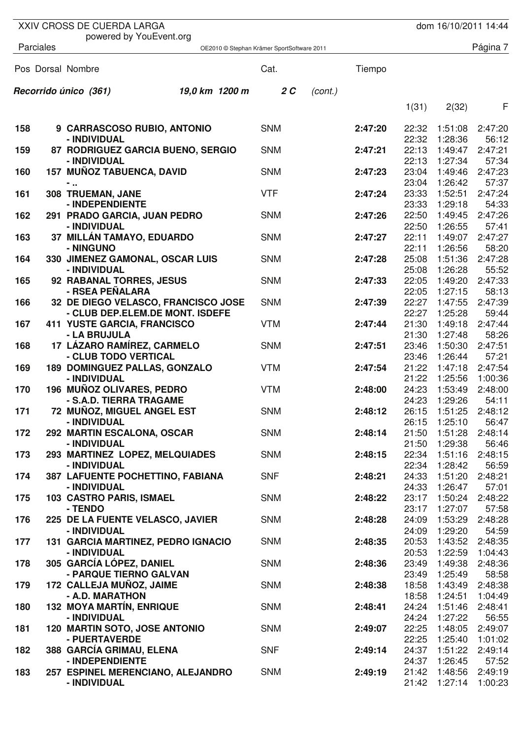# XXIV CROSS DE CUERDA LARGA

powered by YouEvent.org

dom 16/10/2011 14:44

Parciales

OE2010 © Stephan Krämer SportSoftware 2011

**Recorrido único (361)** *19,0 km 1200 m* **2 C** *(cont.)*

| Pos | Dorsal | Nombre | Cat. | Tiempo | 1(31) | 2(32) | F |
|---|---|---|---|---|---|---|---|
| 158 | 9 | CARRASCOSO RUBIO, ANTONIO<br>- INDIVIDUAL | SNM | 2:47:20 | 22:32<br>22:32 | 1:51:08<br>1:28:36 | 2:47:20<br>56:12 |
| 159 | 87 | RODRIGUEZ GARCIA BUENO, SERGIO<br>- INDIVIDUAL | SNM | 2:47:21 | 22:13<br>22:13 | 1:49:47<br>1:27:34 | 2:47:21<br>57:34 |
| 160 | 157 | MUÑOZ TABUENCA, DAVID<br>- .. | SNM | 2:47:23 | 23:04<br>23:04 | 1:49:46<br>1:26:42 | 2:47:23<br>57:37 |
| 161 | 308 | TRUEMAN, JANE<br>- INDEPENDIENTE | VTF | 2:47:24 | 23:33<br>23:33 | 1:52:51<br>1:29:18 | 2:47:24<br>54:33 |
| 162 | 291 | PRADO GARCIA, JUAN PEDRO<br>- INDIVIDUAL | SNM | 2:47:26 | 22:50<br>22:50 | 1:49:45<br>1:26:55 | 2:47:26<br>57:41 |
| 163 | 37 | MILLÁN TAMAYO, EDUARDO<br>- NINGUNO | SNM | 2:47:27 | 22:11<br>22:11 | 1:49:07<br>1:26:56 | 2:47:27<br>58:20 |
| 164 | 330 | JIMENEZ GAMONAL, OSCAR LUIS<br>- INDIVIDUAL | SNM | 2:47:28 | 25:08<br>25:08 | 1:51:36<br>1:26:28 | 2:47:28<br>55:52 |
| 165 | 92 | RABANAL TORRES, JESUS<br>- RSEA PEÑALARA | SNM | 2:47:33 | 22:05<br>22:05 | 1:49:20<br>1:27:15 | 2:47:33<br>58:13 |
| 166 | 32 | DE DIEGO VELASCO, FRANCISCO JOSE<br>- CLUB DEP.ELEM.DE MONT. ISDEFE | SNM | 2:47:39 | 22:27<br>22:27 | 1:47:55<br>1:25:28 | 2:47:39<br>59:44 |
| 167 | 411 | YUSTE GARCIA, FRANCISCO<br>- LA BRUJULA | VTM | 2:47:44 | 21:30<br>21:30 | 1:49:18<br>1:27:48 | 2:47:44<br>58:26 |
| 168 | 17 | LÁZARO RAMÍREZ, CARMELO<br>- CLUB TODO VERTICAL | SNM | 2:47:51 | 23:46<br>23:46 | 1:50:30<br>1:26:44 | 2:47:51<br>57:21 |
| 169 | 189 | DOMINGUEZ PALLAS, GONZALO<br>- INDIVIDUAL | VTM | 2:47:54 | 21:22<br>21:22 | 1:47:18<br>1:25:56 | 2:47:54<br>1:00:36 |
| 170 | 196 | MUÑOZ OLIVARES, PEDRO<br>- S.A.D. TIERRA TRAGAME | VTM | 2:48:00 | 24:23<br>24:23 | 1:53:49<br>1:29:26 | 2:48:00<br>54:11 |
| 171 | 72 | MUÑOZ, MIGUEL ANGEL EST<br>- INDIVIDUAL | SNM | 2:48:12 | 26:15<br>26:15 | 1:51:25<br>1:25:10 | 2:48:12<br>56:47 |
| 172 | 292 | MARTIN ESCALONA, OSCAR<br>- INDIVIDUAL | SNM | 2:48:14 | 21:50<br>21:50 | 1:51:28<br>1:29:38 | 2:48:14<br>56:46 |
| 173 | 293 | MARTINEZ LOPEZ, MELQUIADES<br>- INDIVIDUAL | SNM | 2:48:15 | 22:34<br>22:34 | 1:51:16<br>1:28:42 | 2:48:15<br>56:59 |
| 174 | 387 | LAFUENTE POCHETTINO, FABIANA<br>- INDIVIDUAL | SNF | 2:48:21 | 24:33<br>24:33 | 1:51:20<br>1:26:47 | 2:48:21<br>57:01 |
| 175 | 103 | CASTRO PARIS, ISMAEL<br>- TENDO | SNM | 2:48:22 | 23:17<br>23:17 | 1:50:24<br>1:27:07 | 2:48:22<br>57:58 |
| 176 | 225 | DE LA FUENTE VELASCO, JAVIER<br>- INDIVIDUAL | SNM | 2:48:28 | 24:09<br>24:09 | 1:53:29<br>1:29:20 | 2:48:28<br>54:59 |
| 177 | 131 | GARCIA MARTINEZ, PEDRO IGNACIO<br>- INDIVIDUAL | SNM | 2:48:35 | 20:53<br>20:53 | 1:43:52<br>1:22:59 | 2:48:35<br>1:04:43 |
| 178 | 305 | GARCÍA LÓPEZ, DANIEL<br>- PARQUE TIERNO GALVAN | SNM | 2:48:36 | 23:49<br>23:49 | 1:49:38<br>1:25:49 | 2:48:36<br>58:58 |
| 179 | 172 | CALLEJA MUÑOZ, JAIME<br>- A.D. MARATHON | SNM | 2:48:38 | 18:58<br>18:58 | 1:43:49<br>1:24:51 | 2:48:38<br>1:04:49 |
| 180 | 132 | MOYA MARTÍN, ENRIQUE<br>- INDIVIDUAL | SNM | 2:48:41 | 24:24<br>24:24 | 1:51:46<br>1:27:22 | 2:48:41<br>56:55 |
| 181 | 120 | MARTIN SOTO, JOSE ANTONIO<br>- PUERTAVERDE | SNM | 2:49:07 | 22:25<br>22:25 | 1:48:05<br>1:25:40 | 2:49:07<br>1:01:02 |
| 182 | 388 | GARCÍA GRIMAU, ELENA<br>- INDEPENDIENTE | SNF | 2:49:14 | 24:37<br>24:37 | 1:51:22<br>1:26:45 | 2:49:14<br>57:52 |
| 183 | 257 | ESPINEL MERENCIANO, ALEJANDRO<br>- INDIVIDUAL | SNM | 2:49:19 | 21:42<br>21:42 | 1:48:56<br>1:27:14 | 2:49:19<br>1:00:23 |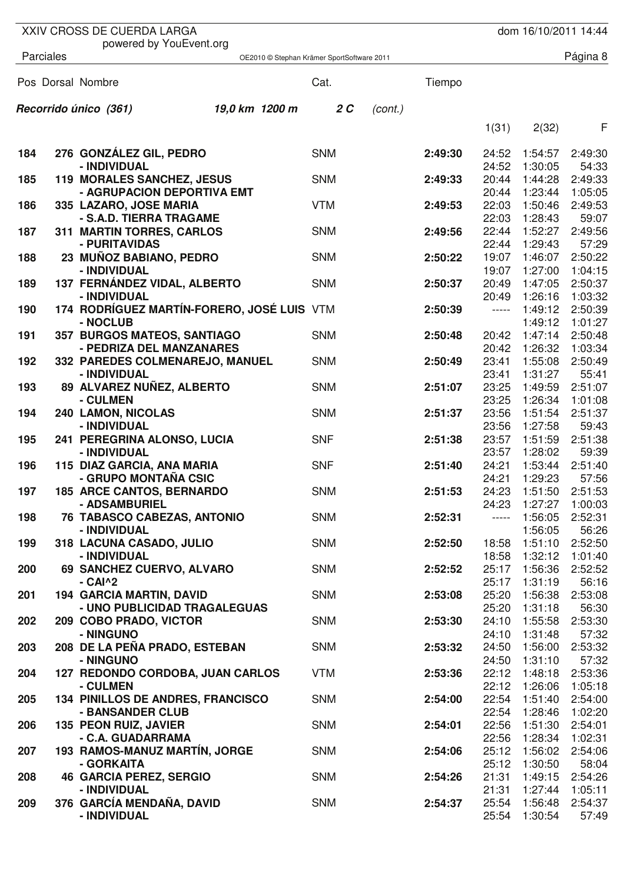XXIV CROSS DE CUERDA LARGA
powered by YouEvent.org

dom 16/10/2011 14:44

Parciales

OE2010 © Stephan Krämer SportSoftware 2011

**Recorrido único (361)** 19,0 km 1200 m 2 C (cont.)

| Pos | Dorsal | Nombre | Cat. | Tiempo | 1(31) | 2(32) | F |
|---|---|---|---|---|---|---|---|
| 184 | 276 | **GONZÁLEZ GIL, PEDRO** - INDIVIDUAL | SNM | **2:49:30** | 24:52 / 24:52 | 1:54:57 / 1:30:05 | 2:49:30 / 54:33 |
| 185 | 119 | **MORALES SANCHEZ, JESUS** - AGRUPACION DEPORTIVA EMT | SNM | **2:49:33** | 20:44 / 20:44 | 1:44:28 / 1:23:44 | 2:49:33 / 1:05:05 |
| 186 | 335 | **LAZARO, JOSE MARIA** - S.A.D. TIERRA TRAGAME | VTM | **2:49:53** | 22:03 / 22:03 | 1:50:46 / 1:28:43 | 2:49:53 / 59:07 |
| 187 | 311 | **MARTIN TORRES, CARLOS** - PURITAVIDAS | SNM | **2:49:56** | 22:44 / 22:44 | 1:52:27 / 1:29:43 | 2:49:56 / 57:29 |
| 188 | 23 | **MUÑOZ BABIANO, PEDRO** - INDIVIDUAL | SNM | **2:50:22** | 19:07 / 19:07 | 1:46:07 / 1:27:00 | 2:50:22 / 1:04:15 |
| 189 | 137 | **FERNÁNDEZ VIDAL, ALBERTO** - INDIVIDUAL | SNM | **2:50:37** | 20:49 / 20:49 | 1:47:05 / 1:26:16 | 2:50:37 / 1:03:32 |
| 190 | 174 | **RODRÍGUEZ MARTÍN-FORERO, JOSÉ LUIS** - NOCLUB | VTM | **2:50:39** | ----- | 1:49:12 / 1:49:12 | 2:50:39 / 1:01:27 |
| 191 | 357 | **BURGOS MATEOS, SANTIAGO** - PEDRIZA DEL MANZANARES | SNM | **2:50:48** | 20:42 / 20:42 | 1:47:14 / 1:26:32 | 2:50:48 / 1:03:34 |
| 192 | 332 | **PAREDES COLMENAREJO, MANUEL** - INDIVIDUAL | SNM | **2:50:49** | 23:41 / 23:41 | 1:55:08 / 1:31:27 | 2:50:49 / 55:41 |
| 193 | 89 | **ALVAREZ NUÑEZ, ALBERTO** - CULMEN | SNM | **2:51:07** | 23:25 / 23:25 | 1:49:59 / 1:26:34 | 2:51:07 / 1:01:08 |
| 194 | 240 | **LAMON, NICOLAS** - INDIVIDUAL | SNM | **2:51:37** | 23:56 / 23:56 | 1:51:54 / 1:27:58 | 2:51:37 / 59:43 |
| 195 | 241 | **PEREGRINA ALONSO, LUCIA** - INDIVIDUAL | SNF | **2:51:38** | 23:57 / 23:57 | 1:51:59 / 1:28:02 | 2:51:38 / 59:39 |
| 196 | 115 | **DIAZ GARCIA, ANA MARIA** - GRUPO MONTAÑA CSIC | SNF | **2:51:40** | 24:21 / 24:21 | 1:53:44 / 1:29:23 | 2:51:40 / 57:56 |
| 197 | 185 | **ARCE CANTOS, BERNARDO** - ADSAMBURIEL | SNM | **2:51:53** | 24:23 / 24:23 | 1:51:50 / 1:27:27 | 2:51:53 / 1:00:03 |
| 198 | 76 | **TABASCO CABEZAS, ANTONIO** - INDIVIDUAL | SNM | **2:52:31** | ----- | 1:56:05 / 1:56:05 | 2:52:31 / 56:26 |
| 199 | 318 | **LACUNA CASADO, JULIO** - INDIVIDUAL | SNM | **2:52:50** | 18:58 / 18:58 | 1:51:10 / 1:32:12 | 2:52:50 / 1:01:40 |
| 200 | 69 | **SANCHEZ CUERVO, ALVARO** - CAI^2 | SNM | **2:52:52** | 25:17 / 25:17 | 1:56:36 / 1:31:19 | 2:52:52 / 56:16 |
| 201 | 194 | **GARCIA MARTIN, DAVID** - UNO PUBLICIDAD TRAGALEGUAS | SNM | **2:53:08** | 25:20 / 25:20 | 1:56:38 / 1:31:18 | 2:53:08 / 56:30 |
| 202 | 209 | **COBO PRADO, VICTOR** - NINGUNO | SNM | **2:53:30** | 24:10 / 24:10 | 1:55:58 / 1:31:48 | 2:53:30 / 57:32 |
| 203 | 208 | **DE LA PEÑA PRADO, ESTEBAN** - NINGUNO | SNM | **2:53:32** | 24:50 / 24:50 | 1:56:00 / 1:31:10 | 2:53:32 / 57:32 |
| 204 | 127 | **REDONDO CORDOBA, JUAN CARLOS** - CULMEN | VTM | **2:53:36** | 22:12 / 22:12 | 1:48:18 / 1:26:06 | 2:53:36 / 1:05:18 |
| 205 | 134 | **PINILLOS DE ANDRES, FRANCISCO** - BANSANDER CLUB | SNM | **2:54:00** | 22:54 / 22:54 | 1:51:40 / 1:28:46 | 2:54:00 / 1:02:20 |
| 206 | 135 | **PEON RUIZ, JAVIER** - C.A. GUADARRAMA | SNM | **2:54:01** | 22:56 / 22:56 | 1:51:30 / 1:28:34 | 2:54:01 / 1:02:31 |
| 207 | 193 | **RAMOS-MANUZ MARTÍN, JORGE** - GORKAITA | SNM | **2:54:06** | 25:12 / 25:12 | 1:56:02 / 1:30:50 | 2:54:06 / 58:04 |
| 208 | 46 | **GARCIA PEREZ, SERGIO** - INDIVIDUAL | SNM | **2:54:26** | 21:31 / 21:31 | 1:49:15 / 1:27:44 | 2:54:26 / 1:05:11 |
| 209 | 376 | **GARCÍA MENDAÑA, DAVID** - INDIVIDUAL | SNM | **2:54:37** | 25:54 / 25:54 | 1:56:48 / 1:30:54 | 2:54:37 / 57:49 |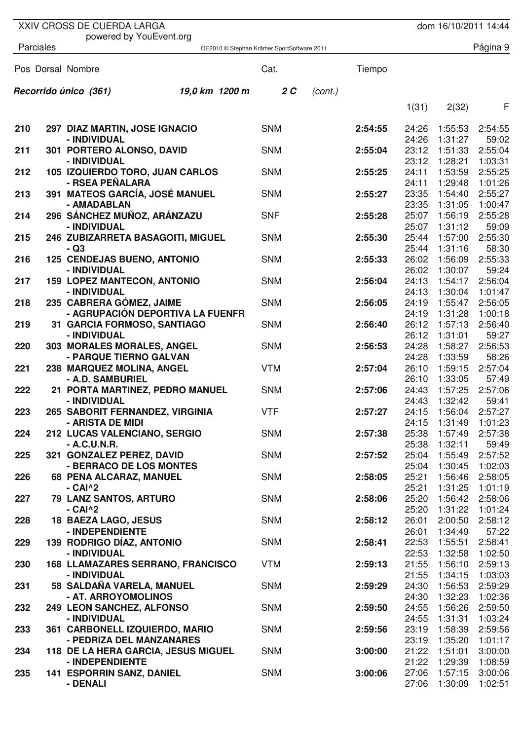XXIV CROSS DE CUERDA LARGA
powered by YouEvent.org

dom 16/10/2011 14:44

Parciales

OE2010 © Stephan Krämer SportSoftware 2011

**Recorrido único (361)** *19,0 km 1200 m* **2 C** *(cont.)*

| Pos | Dorsal | Nombre | Cat. | Tiempo | 1(31) | 2(32) | F |
|---|---|---|---|---|---|---|---|
| **210** | **297** | **DIAZ MARTIN, JOSE IGNACIO** | SNM | **2:54:55** | 24:26 | 1:55:53 | 2:54:55 |
| | | **- INDIVIDUAL** | | | 24:26 | 1:31:27 | 59:02 |
| **211** | **301** | **PORTERO ALONSO, DAVID** | SNM | **2:55:04** | 23:12 | 1:51:33 | 2:55:04 |
| | | **- INDIVIDUAL** | | | 23:12 | 1:28:21 | 1:03:31 |
| **212** | **105** | **IZQUIERDO TORO, JUAN CARLOS** | SNM | **2:55:25** | 24:11 | 1:53:59 | 2:55:25 |
| | | **- RSEA PEÑALARA** | | | 24:11 | 1:29:48 | 1:01:26 |
| **213** | **391** | **MATEOS GARCÍA, JOSÉ MANUEL** | SNM | **2:55:27** | 23:35 | 1:54:40 | 2:55:27 |
| | | **- AMADABLAN** | | | 23:35 | 1:31:05 | 1:00:47 |
| **214** | **296** | **SÁNCHEZ MUÑOZ, ARÁNZAZU** | SNF | **2:55:28** | 25:07 | 1:56:19 | 2:55:28 |
| | | **- INDIVIDUAL** | | | 25:07 | 1:31:12 | 59:09 |
| **215** | **246** | **ZUBIZARRETA BASAGOITI, MIGUEL** | SNM | **2:55:30** | 25:44 | 1:57:00 | 2:55:30 |
| | | **- Q3** | | | 25:44 | 1:31:16 | 58:30 |
| **216** | **125** | **CENDEJAS BUENO, ANTONIO** | SNM | **2:55:33** | 26:02 | 1:56:09 | 2:55:33 |
| | | **- INDIVIDUAL** | | | 26:02 | 1:30:07 | 59:24 |
| **217** | **159** | **LOPEZ MANTECON, ANTONIO** | SNM | **2:56:04** | 24:13 | 1:54:17 | 2:56:04 |
| | | **- INDIVIDUAL** | | | 24:13 | 1:30:04 | 1:01:47 |
| **218** | **235** | **CABRERA GÓMEZ, JAIME** | SNM | **2:56:05** | 24:19 | 1:55:47 | 2:56:05 |
| | | **- AGRUPACIÓN DEPORTIVA LA FUENFR** | | | 24:19 | 1:31:28 | 1:00:18 |
| **219** | **31** | **GARCIA FORMOSO, SANTIAGO** | SNM | **2:56:40** | 26:12 | 1:57:13 | 2:56:40 |
| | | **- INDIVIDUAL** | | | 26:12 | 1:31:01 | 59:27 |
| **220** | **303** | **MORALES MORALES, ANGEL** | SNM | **2:56:53** | 24:28 | 1:58:27 | 2:56:53 |
| | | **- PARQUE TIERNO GALVAN** | | | 24:28 | 1:33:59 | 58:26 |
| **221** | **238** | **MARQUEZ MOLINA, ANGEL** | VTM | **2:57:04** | 26:10 | 1:59:15 | 2:57:04 |
| | | **- A.D. SAMBURIEL** | | | 26:10 | 1:33:05 | 57:49 |
| **222** | **21** | **PORTA MARTINEZ, PEDRO MANUEL** | SNM | **2:57:06** | 24:43 | 1:57:25 | 2:57:06 |
| | | **- INDIVIDUAL** | | | 24:43 | 1:32:42 | 59:41 |
| **223** | **265** | **SABORIT FERNANDEZ, VIRGINIA** | VTF | **2:57:27** | 24:15 | 1:56:04 | 2:57:27 |
| | | **- ARISTA DE MIDI** | | | 24:15 | 1:31:49 | 1:01:23 |
| **224** | **212** | **LUCAS VALENCIANO, SERGIO** | SNM | **2:57:38** | 25:38 | 1:57:49 | 2:57:38 |
| | | **- A.C.U.N.R.** | | | 25:38 | 1:32:11 | 59:49 |
| **225** | **321** | **GONZALEZ PEREZ, DAVID** | SNM | **2:57:52** | 25:04 | 1:55:49 | 2:57:52 |
| | | **- BERRACO DE LOS MONTES** | | | 25:04 | 1:30:45 | 1:02:03 |
| **226** | **68** | **PENA ALCARAZ, MANUEL** | SNM | **2:58:05** | 25:21 | 1:56:46 | 2:58:05 |
| | | **- CAI^2** | | | 25:21 | 1:31:25 | 1:01:19 |
| **227** | **79** | **LANZ SANTOS, ARTURO** | SNM | **2:58:06** | 25:20 | 1:56:42 | 2:58:06 |
| | | **- CAI^2** | | | 25:20 | 1:31:22 | 1:01:24 |
| **228** | **18** | **BAEZA LAGO, JESUS** | SNM | **2:58:12** | 26:01 | 2:00:50 | 2:58:12 |
| | | **- INDEPENDIENTE** | | | 26:01 | 1:34:49 | 57:22 |
| **229** | **139** | **RODRIGO DÍAZ, ANTONIO** | SNM | **2:58:41** | 22:53 | 1:55:51 | 2:58:41 |
| | | **- INDIVIDUAL** | | | 22:53 | 1:32:58 | 1:02:50 |
| **230** | **168** | **LLAMAZARES SERRANO, FRANCISCO** | VTM | **2:59:13** | 21:55 | 1:56:10 | 2:59:13 |
| | | **- INDIVIDUAL** | | | 21:55 | 1:34:15 | 1:03:03 |
| **231** | **58** | **SALDAÑA VARELA, MANUEL** | SNM | **2:59:29** | 24:30 | 1:56:53 | 2:59:29 |
| | | **- AT. ARROYOMOLINOS** | | | 24:30 | 1:32:23 | 1:02:36 |
| **232** | **249** | **LEON SANCHEZ, ALFONSO** | SNM | **2:59:50** | 24:55 | 1:56:26 | 2:59:50 |
| | | **- INDIVIDUAL** | | | 24:55 | 1:31:31 | 1:03:24 |
| **233** | **361** | **CARBONELL IZQUIERDO, MARIO** | SNM | **2:59:56** | 23:19 | 1:58:39 | 2:59:56 |
| | | **- PEDRIZA DEL MANZANARES** | | | 23:19 | 1:35:20 | 1:01:17 |
| **234** | **118** | **DE LA HERA GARCIA, JESUS MIGUEL** | SNM | **3:00:00** | 21:22 | 1:51:01 | 3:00:00 |
| | | **- INDEPENDIENTE** | | | 21:22 | 1:29:39 | 1:08:59 |
| **235** | **141** | **ESPORRIN SANZ, DANIEL** | SNM | **3:00:06** | 27:06 | 1:57:15 | 3:00:06 |
| | | **- DENALI** | | | 27:06 | 1:30:09 | 1:02:51 |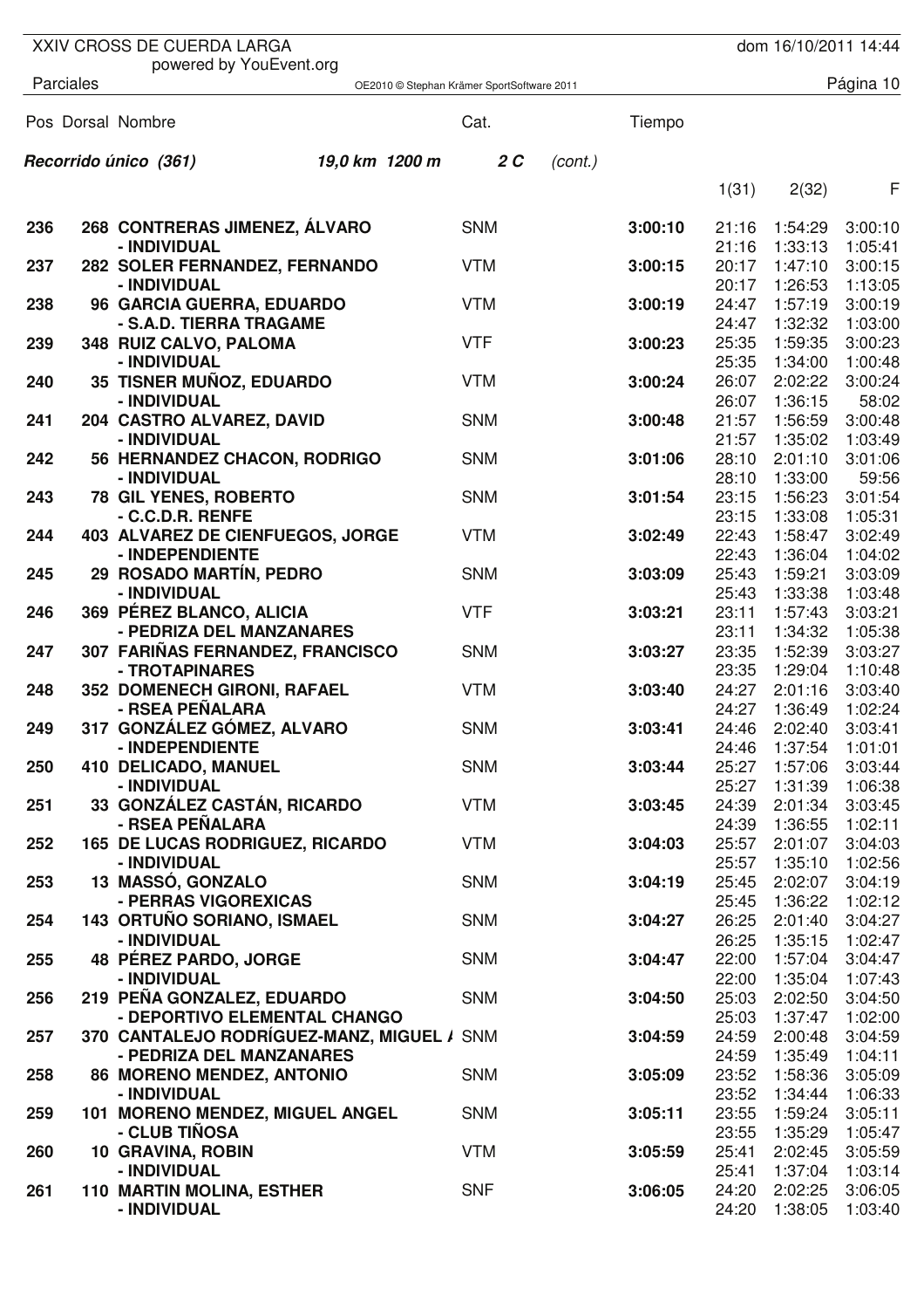XXIV CROSS DE CUERDA LARGA
powered by YouEvent.org

Parciales

OE2010 © Stephan Krämer SportSoftware 2011

dom 16/10/2011 14:44

**Recorrido único (361)** *19,0 km 1200 m* **2 C** *(cont.)*

| Pos | Dorsal | Nombre | Cat. | Tiempo | 1(31) | 2(32) | F |
|---|---|---|---|---|---|---|---|
| **236** | **268** | **CONTRERAS JIMENEZ, ÁLVARO** | SNM | **3:00:10** | 21:16 | 1:54:29 | 3:00:10 |
| | | **- INDIVIDUAL** | | | 21:16 | 1:33:13 | 1:05:41 |
| **237** | **282** | **SOLER FERNANDEZ, FERNANDO** | VTM | **3:00:15** | 20:17 | 1:47:10 | 3:00:15 |
| | | **- INDIVIDUAL** | | | 20:17 | 1:26:53 | 1:13:05 |
| **238** | **96** | **GARCIA GUERRA, EDUARDO** | VTM | **3:00:19** | 24:47 | 1:57:19 | 3:00:19 |
| | | **- S.A.D. TIERRA TRAGAME** | | | 24:47 | 1:32:32 | 1:03:00 |
| **239** | **348** | **RUIZ CALVO, PALOMA** | VTF | **3:00:23** | 25:35 | 1:59:35 | 3:00:23 |
| | | **- INDIVIDUAL** | | | 25:35 | 1:34:00 | 1:00:48 |
| **240** | **35** | **TISNER MUÑOZ, EDUARDO** | VTM | **3:00:24** | 26:07 | 2:02:22 | 3:00:24 |
| | | **- INDIVIDUAL** | | | 26:07 | 1:36:15 | 58:02 |
| **241** | **204** | **CASTRO ALVAREZ, DAVID** | SNM | **3:00:48** | 21:57 | 1:56:59 | 3:00:48 |
| | | **- INDIVIDUAL** | | | 21:57 | 1:35:02 | 1:03:49 |
| **242** | **56** | **HERNANDEZ CHACON, RODRIGO** | SNM | **3:01:06** | 28:10 | 2:01:10 | 3:01:06 |
| | | **- INDIVIDUAL** | | | 28:10 | 1:33:00 | 59:56 |
| **243** | **78** | **GIL YENES, ROBERTO** | SNM | **3:01:54** | 23:15 | 1:56:23 | 3:01:54 |
| | | **- C.C.D.R. RENFE** | | | 23:15 | 1:33:08 | 1:05:31 |
| **244** | **403** | **ALVAREZ DE CIENFUEGOS, JORGE** | VTM | **3:02:49** | 22:43 | 1:58:47 | 3:02:49 |
| | | **- INDEPENDIENTE** | | | 22:43 | 1:36:04 | 1:04:02 |
| **245** | **29** | **ROSADO MARTÍN, PEDRO** | SNM | **3:03:09** | 25:43 | 1:59:21 | 3:03:09 |
| | | **- INDIVIDUAL** | | | 25:43 | 1:33:38 | 1:03:48 |
| **246** | **369** | **PÉREZ BLANCO, ALICIA** | VTF | **3:03:21** | 23:11 | 1:57:43 | 3:03:21 |
| | | **- PEDRIZA DEL MANZANARES** | | | 23:11 | 1:34:32 | 1:05:38 |
| **247** | **307** | **FARIÑAS FERNANDEZ, FRANCISCO** | SNM | **3:03:27** | 23:35 | 1:52:39 | 3:03:27 |
| | | **- TROTAPINARES** | | | 23:35 | 1:29:04 | 1:10:48 |
| **248** | **352** | **DOMENECH GIRONI, RAFAEL** | VTM | **3:03:40** | 24:27 | 2:01:16 | 3:03:40 |
| | | **- RSEA PEÑALARA** | | | 24:27 | 1:36:49 | 1:02:24 |
| **249** | **317** | **GONZÁLEZ GÓMEZ, ALVARO** | SNM | **3:03:41** | 24:46 | 2:02:40 | 3:03:41 |
| | | **- INDEPENDIENTE** | | | 24:46 | 1:37:54 | 1:01:01 |
| **250** | **410** | **DELICADO, MANUEL** | SNM | **3:03:44** | 25:27 | 1:57:06 | 3:03:44 |
| | | **- INDIVIDUAL** | | | 25:27 | 1:31:39 | 1:06:38 |
| **251** | **33** | **GONZÁLEZ CASTÁN, RICARDO** | VTM | **3:03:45** | 24:39 | 2:01:34 | 3:03:45 |
| | | **- RSEA PEÑALARA** | | | 24:39 | 1:36:55 | 1:02:11 |
| **252** | **165** | **DE LUCAS RODRIGUEZ, RICARDO** | VTM | **3:04:03** | 25:57 | 2:01:07 | 3:04:03 |
| | | **- INDIVIDUAL** | | | 25:57 | 1:35:10 | 1:02:56 |
| **253** | **13** | **MASSÓ, GONZALO** | SNM | **3:04:19** | 25:45 | 2:02:07 | 3:04:19 |
| | | **- PERRAS VIGOREXICAS** | | | 25:45 | 1:36:22 | 1:02:12 |
| **254** | **143** | **ORTUÑO SORIANO, ISMAEL** | SNM | **3:04:27** | 26:25 | 2:01:40 | 3:04:27 |
| | | **- INDIVIDUAL** | | | 26:25 | 1:35:15 | 1:02:47 |
| **255** | **48** | **PÉREZ PARDO, JORGE** | SNM | **3:04:47** | 22:00 | 1:57:04 | 3:04:47 |
| | | **- INDIVIDUAL** | | | 22:00 | 1:35:04 | 1:07:43 |
| **256** | **219** | **PEÑA GONZALEZ, EDUARDO** | SNM | **3:04:50** | 25:03 | 2:02:50 | 3:04:50 |
| | | **- DEPORTIVO ELEMENTAL CHANGO** | | | 25:03 | 1:37:47 | 1:02:00 |
| **257** | **370** | **CANTALEJO RODRÍGUEZ-MANZ, MIGUEL A** | SNM | **3:04:59** | 24:59 | 2:00:48 | 3:04:59 |
| | | **- PEDRIZA DEL MANZANARES** | | | 24:59 | 1:35:49 | 1:04:11 |
| **258** | **86** | **MORENO MENDEZ, ANTONIO** | SNM | **3:05:09** | 23:52 | 1:58:36 | 3:05:09 |
| | | **- INDIVIDUAL** | | | 23:52 | 1:34:44 | 1:06:33 |
| **259** | **101** | **MORENO MENDEZ, MIGUEL ANGEL** | SNM | **3:05:11** | 23:55 | 1:59:24 | 3:05:11 |
| | | **- CLUB TIÑOSA** | | | 23:55 | 1:35:29 | 1:05:47 |
| **260** | **10** | **GRAVINA, ROBIN** | VTM | **3:05:59** | 25:41 | 2:02:45 | 3:05:59 |
| | | **- INDIVIDUAL** | | | 25:41 | 1:37:04 | 1:03:14 |
| **261** | **110** | **MARTIN MOLINA, ESTHER** | SNF | **3:06:05** | 24:20 | 2:02:25 | 3:06:05 |
| | | **- INDIVIDUAL** | | | 24:20 | 1:38:05 | 1:03:40 |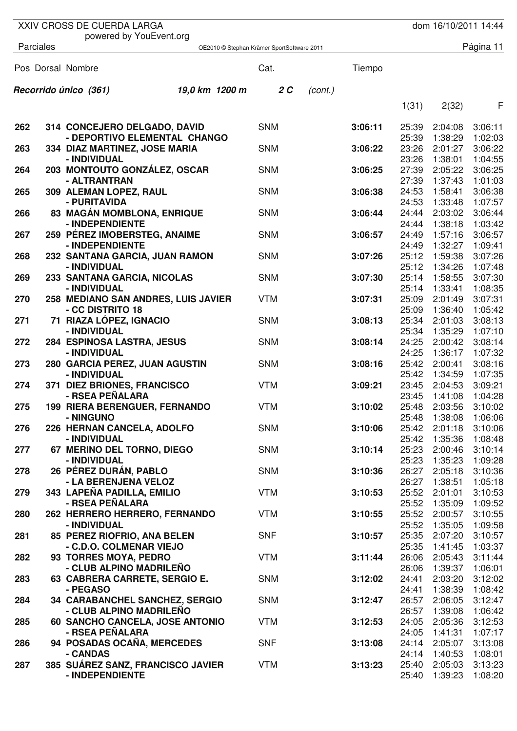XXIV CROSS DE CUERDA LARGA
powered by YouEvent.org

Parciales

**Recorrido único (361)** *19,0 km 1200 m* **2 C** *(cont.)*

| Pos | Dorsal | Nombre | Cat. | Tiempo | 1(31) | 2(32) | F |
|---|---|---|---|---|---|---|---|
| **262** | **314** | **CONCEJERO DELGADO, DAVID** | SNM | **3:06:11** | 25:39 | 2:04:08 | 3:06:11 |
| | | **- DEPORTIVO ELEMENTAL CHANGO** | | | 25:39 | 1:38:29 | 1:02:03 |
| **263** | **334** | **DIAZ MARTINEZ, JOSE MARIA** | SNM | **3:06:22** | 23:26 | 2:01:27 | 3:06:22 |
| | | **- INDIVIDUAL** | | | 23:26 | 1:38:01 | 1:04:55 |
| **264** | **203** | **MONTOUTO GONZÁLEZ, OSCAR** | SNM | **3:06:25** | 27:39 | 2:05:22 | 3:06:25 |
| | | **- ALTRANTRAN** | | | 27:39 | 1:37:43 | 1:01:03 |
| **265** | **309** | **ALEMAN LOPEZ, RAUL** | SNM | **3:06:38** | 24:53 | 1:58:41 | 3:06:38 |
| | | **- PURITAVIDA** | | | 24:53 | 1:33:48 | 1:07:57 |
| **266** | **83** | **MAGÁN MOMBLONA, ENRIQUE** | SNM | **3:06:44** | 24:44 | 2:03:02 | 3:06:44 |
| | | **- INDEPENDIENTE** | | | 24:44 | 1:38:18 | 1:03:42 |
| **267** | **259** | **PÉREZ IMOBERSTEG, ANAIME** | SNM | **3:06:57** | 24:49 | 1:57:16 | 3:06:57 |
| | | **- INDEPENDIENTE** | | | 24:49 | 1:32:27 | 1:09:41 |
| **268** | **232** | **SANTANA GARCIA, JUAN RAMON** | SNM | **3:07:26** | 25:12 | 1:59:38 | 3:07:26 |
| | | **- INDIVIDUAL** | | | 25:12 | 1:34:26 | 1:07:48 |
| **269** | **233** | **SANTANA GARCIA, NICOLAS** | SNM | **3:07:30** | 25:14 | 1:58:55 | 3:07:30 |
| | | **- INDIVIDUAL** | | | 25:14 | 1:33:41 | 1:08:35 |
| **270** | **258** | **MEDIANO SAN ANDRES, LUIS JAVIER** | VTM | **3:07:31** | 25:09 | 2:01:49 | 3:07:31 |
| | | **- CC DISTRITO 18** | | | 25:09 | 1:36:40 | 1:05:42 |
| **271** | **71** | **RIAZA LÓPEZ, IGNACIO** | SNM | **3:08:13** | 25:34 | 2:01:03 | 3:08:13 |
| | | **- INDIVIDUAL** | | | 25:34 | 1:35:29 | 1:07:10 |
| **272** | **284** | **ESPINOSA LASTRA, JESUS** | SNM | **3:08:14** | 24:25 | 2:00:42 | 3:08:14 |
| | | **- INDIVIDUAL** | | | 24:25 | 1:36:17 | 1:07:32 |
| **273** | **280** | **GARCIA PEREZ, JUAN AGUSTIN** | SNM | **3:08:16** | 25:42 | 2:00:41 | 3:08:16 |
| | | **- INDIVIDUAL** | | | 25:42 | 1:34:59 | 1:07:35 |
| **274** | **371** | **DIEZ BRIONES, FRANCISCO** | VTM | **3:09:21** | 23:45 | 2:04:53 | 3:09:21 |
| | | **- RSEA PEÑALARA** | | | 23:45 | 1:41:08 | 1:04:28 |
| **275** | **199** | **RIERA BERENGUER, FERNANDO** | VTM | **3:10:02** | 25:48 | 2:03:56 | 3:10:02 |
| | | **- NINGUNO** | | | 25:48 | 1:38:08 | 1:06:06 |
| **276** | **226** | **HERNAN CANCELA, ADOLFO** | SNM | **3:10:06** | 25:42 | 2:01:18 | 3:10:06 |
| | | **- INDIVIDUAL** | | | 25:42 | 1:35:36 | 1:08:48 |
| **277** | **67** | **MERINO DEL TORNO, DIEGO** | SNM | **3:10:14** | 25:23 | 2:00:46 | 3:10:14 |
| | | **- INDIVIDUAL** | | | 25:23 | 1:35:23 | 1:09:28 |
| **278** | **26** | **PÉREZ DURÁN, PABLO** | SNM | **3:10:36** | 26:27 | 2:05:18 | 3:10:36 |
| | | **- LA BERENJENA VELOZ** | | | 26:27 | 1:38:51 | 1:05:18 |
| **279** | **343** | **LAPEÑA PADILLA, EMILIO** | VTM | **3:10:53** | 25:52 | 2:01:01 | 3:10:53 |
| | | **- RSEA PEÑALARA** | | | 25:52 | 1:35:09 | 1:09:52 |
| **280** | **262** | **HERRERO HERRERO, FERNANDO** | VTM | **3:10:55** | 25:52 | 2:00:57 | 3:10:55 |
| | | **- INDIVIDUAL** | | | 25:52 | 1:35:05 | 1:09:58 |
| **281** | **85** | **PEREZ RIOFRIO, ANA BELEN** | SNF | **3:10:57** | 25:35 | 2:07:20 | 3:10:57 |
| | | **- C.D.O. COLMENAR VIEJO** | | | 25:35 | 1:41:45 | 1:03:37 |
| **282** | **93** | **TORRES MOYA, PEDRO** | VTM | **3:11:44** | 26:06 | 2:05:43 | 3:11:44 |
| | | **- CLUB ALPINO MADRILEÑO** | | | 26:06 | 1:39:37 | 1:06:01 |
| **283** | **63** | **CABRERA CARRETE, SERGIO E.** | SNM | **3:12:02** | 24:41 | 2:03:20 | 3:12:02 |
| | | **- PEGASO** | | | 24:41 | 1:38:39 | 1:08:42 |
| **284** | **34** | **CARABANCHEL SANCHEZ, SERGIO** | SNM | **3:12:47** | 26:57 | 2:06:05 | 3:12:47 |
| | | **- CLUB ALPINO MADRILEÑO** | | | 26:57 | 1:39:08 | 1:06:42 |
| **285** | **60** | **SANCHO CANCELA, JOSE ANTONIO** | VTM | **3:12:53** | 24:05 | 2:05:36 | 3:12:53 |
| | | **- RSEA PEÑALARA** | | | 24:05 | 1:41:31 | 1:07:17 |
| **286** | **94** | **POSADAS OCAÑA, MERCEDES** | SNF | **3:13:08** | 24:14 | 2:05:07 | 3:13:08 |
| | | **- CANDAS** | | | 24:14 | 1:40:53 | 1:08:01 |
| **287** | **385** | **SUÁREZ SANZ, FRANCISCO JAVIER** | VTM | **3:13:23** | 25:40 | 2:05:03 | 3:13:23 |
| | | **- INDEPENDIENTE** | | | 25:40 | 1:39:23 | 1:08:20 |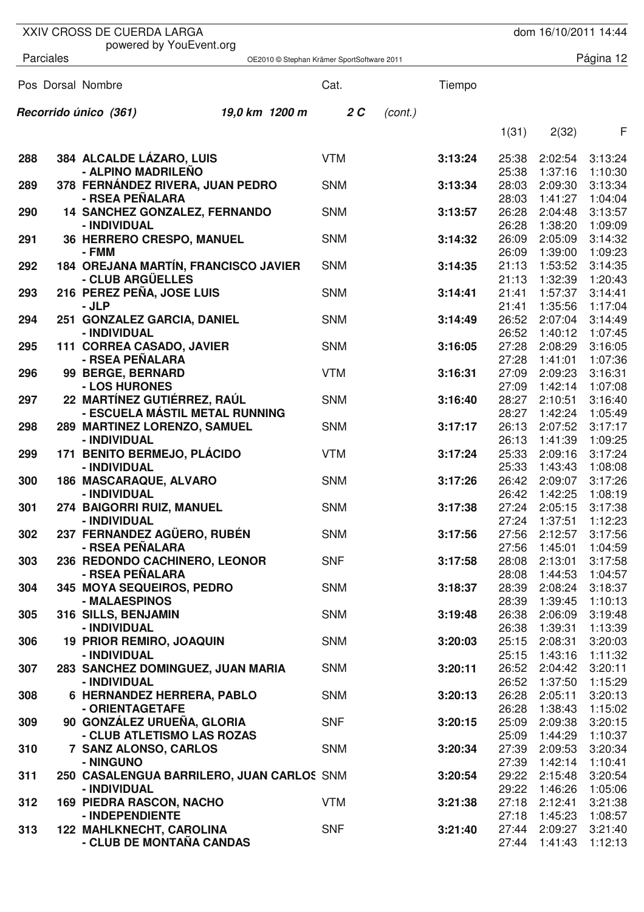XXIV CROSS DE CUERDA LARGA
powered by YouEvent.org

Parciales

**Recorrido único (361)** *19,0 km 1200 m* **2 C** *(cont.)*

| Pos | Dorsal | Nombre | Cat. | Tiempo | 1(31) | 2(32) | F |
|---|---|---|---|---|---|---|---|
| **288** | **384** | **ALCALDE LÁZARO, LUIS** | VTM | **3:13:24** | 25:38 | 2:02:54 | 3:13:24 |
| | | **- ALPINO MADRILEÑO** | | | 25:38 | 1:37:16 | 1:10:30 |
| **289** | **378** | **FERNÁNDEZ RIVERA, JUAN PEDRO** | SNM | **3:13:34** | 28:03 | 2:09:30 | 3:13:34 |
| | | **- RSEA PEÑALARA** | | | 28:03 | 1:41:27 | 1:04:04 |
| **290** | **14** | **SANCHEZ GONZALEZ, FERNANDO** | SNM | **3:13:57** | 26:28 | 2:04:48 | 3:13:57 |
| | | **- INDIVIDUAL** | | | 26:28 | 1:38:20 | 1:09:09 |
| **291** | **36** | **HERRERO CRESPO, MANUEL** | SNM | **3:14:32** | 26:09 | 2:05:09 | 3:14:32 |
| | | **- FMM** | | | 26:09 | 1:39:00 | 1:09:23 |
| **292** | **184** | **OREJANA MARTÍN, FRANCISCO JAVIER** | SNM | **3:14:35** | 21:13 | 1:53:52 | 3:14:35 |
| | | **- CLUB ARGÜELLES** | | | 21:13 | 1:32:39 | 1:20:43 |
| **293** | **216** | **PEREZ PEÑA, JOSE LUIS** | SNM | **3:14:41** | 21:41 | 1:57:37 | 3:14:41 |
| | | **- JLP** | | | 21:41 | 1:35:56 | 1:17:04 |
| **294** | **251** | **GONZALEZ GARCIA, DANIEL** | SNM | **3:14:49** | 26:52 | 2:07:04 | 3:14:49 |
| | | **- INDIVIDUAL** | | | 26:52 | 1:40:12 | 1:07:45 |
| **295** | **111** | **CORREA CASADO, JAVIER** | SNM | **3:16:05** | 27:28 | 2:08:29 | 3:16:05 |
| | | **- RSEA PEÑALARA** | | | 27:28 | 1:41:01 | 1:07:36 |
| **296** | **99** | **BERGE, BERNARD** | VTM | **3:16:31** | 27:09 | 2:09:23 | 3:16:31 |
| | | **- LOS HURONES** | | | 27:09 | 1:42:14 | 1:07:08 |
| **297** | **22** | **MARTÍNEZ GUTIÉRREZ, RAÚL** | SNM | **3:16:40** | 28:27 | 2:10:51 | 3:16:40 |
| | | **- ESCUELA MÁSTIL METAL RUNNING** | | | 28:27 | 1:42:24 | 1:05:49 |
| **298** | **289** | **MARTINEZ LORENZO, SAMUEL** | SNM | **3:17:17** | 26:13 | 2:07:52 | 3:17:17 |
| | | **- INDIVIDUAL** | | | 26:13 | 1:41:39 | 1:09:25 |
| **299** | **171** | **BENITO BERMEJO, PLÁCIDO** | VTM | **3:17:24** | 25:33 | 2:09:16 | 3:17:24 |
| | | **- INDIVIDUAL** | | | 25:33 | 1:43:43 | 1:08:08 |
| **300** | **186** | **MASCARAQUE, ALVARO** | SNM | **3:17:26** | 26:42 | 2:09:07 | 3:17:26 |
| | | **- INDIVIDUAL** | | | 26:42 | 1:42:25 | 1:08:19 |
| **301** | **274** | **BAIGORRI RUIZ, MANUEL** | SNM | **3:17:38** | 27:24 | 2:05:15 | 3:17:38 |
| | | **- INDIVIDUAL** | | | 27:24 | 1:37:51 | 1:12:23 |
| **302** | **237** | **FERNANDEZ AGÜERO, RUBÉN** | SNM | **3:17:56** | 27:56 | 2:12:57 | 3:17:56 |
| | | **- RSEA PEÑALARA** | | | 27:56 | 1:45:01 | 1:04:59 |
| **303** | **236** | **REDONDO CACHINERO, LEONOR** | SNF | **3:17:58** | 28:08 | 2:13:01 | 3:17:58 |
| | | **- RSEA PEÑALARA** | | | 28:08 | 1:44:53 | 1:04:57 |
| **304** | **345** | **MOYA SEQUEIROS, PEDRO** | SNM | **3:18:37** | 28:39 | 2:08:24 | 3:18:37 |
| | | **- MALAESPINOS** | | | 28:39 | 1:39:45 | 1:10:13 |
| **305** | **316** | **SILLS, BENJAMIN** | SNM | **3:19:48** | 26:38 | 2:06:09 | 3:19:48 |
| | | **- INDIVIDUAL** | | | 26:38 | 1:39:31 | 1:13:39 |
| **306** | **19** | **PRIOR REMIRO, JOAQUIN** | SNM | **3:20:03** | 25:15 | 2:08:31 | 3:20:03 |
| | | **- INDIVIDUAL** | | | 25:15 | 1:43:16 | 1:11:32 |
| **307** | **283** | **SANCHEZ DOMINGUEZ, JUAN MARIA** | SNM | **3:20:11** | 26:52 | 2:04:42 | 3:20:11 |
| | | **- INDIVIDUAL** | | | 26:52 | 1:37:50 | 1:15:29 |
| **308** | **6** | **HERNANDEZ HERRERA, PABLO** | SNM | **3:20:13** | 26:28 | 2:05:11 | 3:20:13 |
| | | **- ORIENTAGETAFE** | | | 26:28 | 1:38:43 | 1:15:02 |
| **309** | **90** | **GONZÁLEZ URUEÑA, GLORIA** | SNF | **3:20:15** | 25:09 | 2:09:38 | 3:20:15 |
| | | **- CLUB ATLETISMO LAS ROZAS** | | | 25:09 | 1:44:29 | 1:10:37 |
| **310** | **7** | **SANZ ALONSO, CARLOS** | SNM | **3:20:34** | 27:39 | 2:09:53 | 3:20:34 |
| | | **- NINGUNO** | | | 27:39 | 1:42:14 | 1:10:41 |
| **311** | **250** | **CASALENGUA BARRILERO, JUAN CARLOS** | SNM | **3:20:54** | 29:22 | 2:15:48 | 3:20:54 |
| | | **- INDIVIDUAL** | | | 29:22 | 1:46:26 | 1:05:06 |
| **312** | **169** | **PIEDRA RASCON, NACHO** | VTM | **3:21:38** | 27:18 | 2:12:41 | 3:21:38 |
| | | **- INDEPENDIENTE** | | | 27:18 | 1:45:23 | 1:08:57 |
| **313** | **122** | **MAHLKNECHT, CAROLINA** | SNF | **3:21:40** | 27:44 | 2:09:27 | 3:21:40 |
| | | **- CLUB DE MONTAÑA CANDAS** | | | 27:44 | 1:41:43 | 1:12:13 |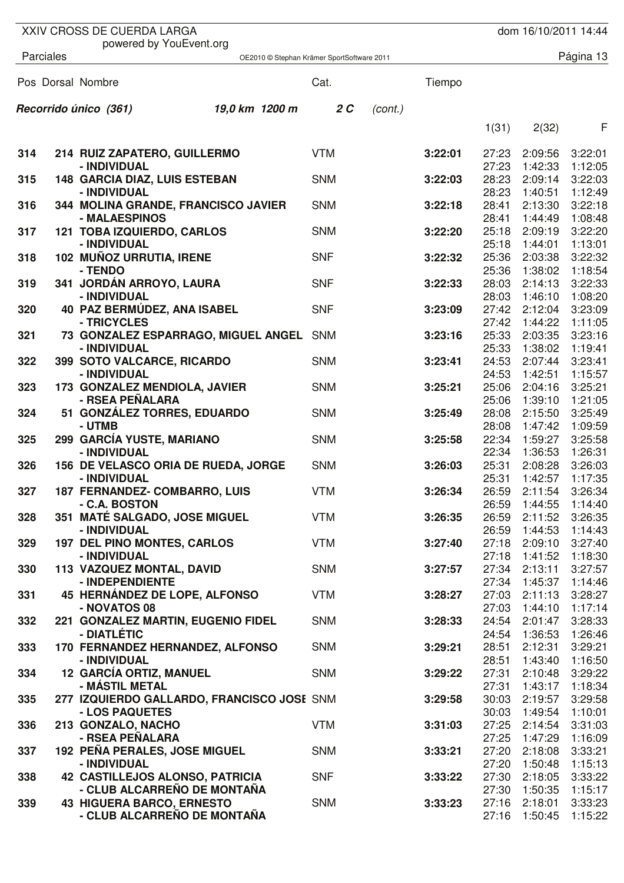XXIV CROSS DE CUERDA LARGA
powered by YouEvent.org

Parciales

**Recorrido único (361)** *19,0 km 1200 m* **2 C** *(cont.)*

| Pos | Dorsal | Nombre | Cat. | Tiempo | 1(31) | 2(32) | F |
|---|---|---|---|---|---|---|---|
| **314** | **214** | **RUIZ ZAPATERO, GUILLERMO** | VTM | **3:22:01** | 27:23 | 2:09:56 | 3:22:01 |
| | | **- INDIVIDUAL** | | | 27:23 | 1:42:33 | 1:12:05 |
| **315** | **148** | **GARCIA DIAZ, LUIS ESTEBAN** | SNM | **3:22:03** | 28:23 | 2:09:14 | 3:22:03 |
| | | **- INDIVIDUAL** | | | 28:23 | 1:40:51 | 1:12:49 |
| **316** | **344** | **MOLINA GRANDE, FRANCISCO JAVIER** | SNM | **3:22:18** | 28:41 | 2:13:30 | 3:22:18 |
| | | **- MALAESPINOS** | | | 28:41 | 1:44:49 | 1:08:48 |
| **317** | **121** | **TOBA IZQUIERDO, CARLOS** | SNM | **3:22:20** | 25:18 | 2:09:19 | 3:22:20 |
| | | **- INDIVIDUAL** | | | 25:18 | 1:44:01 | 1:13:01 |
| **318** | **102** | **MUÑOZ URRUTIA, IRENE** | SNF | **3:22:32** | 25:36 | 2:03:38 | 3:22:32 |
| | | **- TENDO** | | | 25:36 | 1:38:02 | 1:18:54 |
| **319** | **341** | **JORDÁN ARROYO, LAURA** | SNF | **3:22:33** | 28:03 | 2:14:13 | 3:22:33 |
| | | **- INDIVIDUAL** | | | 28:03 | 1:46:10 | 1:08:20 |
| **320** | **40** | **PAZ BERMÚDEZ, ANA ISABEL** | SNF | **3:23:09** | 27:42 | 2:12:04 | 3:23:09 |
| | | **- TRICYCLES** | | | 27:42 | 1:44:22 | 1:11:05 |
| **321** | **73** | **GONZALEZ ESPARRAGO, MIGUEL ANGEL** | SNM | **3:23:16** | 25:33 | 2:03:35 | 3:23:16 |
| | | **- INDIVIDUAL** | | | 25:33 | 1:38:02 | 1:19:41 |
| **322** | **399** | **SOTO VALCARCE, RICARDO** | SNM | **3:23:41** | 24:53 | 2:07:44 | 3:23:41 |
| | | **- INDIVIDUAL** | | | 24:53 | 1:42:51 | 1:15:57 |
| **323** | **173** | **GONZALEZ MENDIOLA, JAVIER** | SNM | **3:25:21** | 25:06 | 2:04:16 | 3:25:21 |
| | | **- RSEA PEÑALARA** | | | 25:06 | 1:39:10 | 1:21:05 |
| **324** | **51** | **GONZÁLEZ TORRES, EDUARDO** | SNM | **3:25:49** | 28:08 | 2:15:50 | 3:25:49 |
| | | **- UTMB** | | | 28:08 | 1:47:42 | 1:09:59 |
| **325** | **299** | **GARCÍA YUSTE, MARIANO** | SNM | **3:25:58** | 22:34 | 1:59:27 | 3:25:58 |
| | | **- INDIVIDUAL** | | | 22:34 | 1:36:53 | 1:26:31 |
| **326** | **156** | **DE VELASCO ORIA DE RUEDA, JORGE** | SNM | **3:26:03** | 25:31 | 2:08:28 | 3:26:03 |
| | | **- INDIVIDUAL** | | | 25:31 | 1:42:57 | 1:17:35 |
| **327** | **187** | **FERNANDEZ- COMBARRO, LUIS** | VTM | **3:26:34** | 26:59 | 2:11:54 | 3:26:34 |
| | | **- C.A. BOSTON** | | | 26:59 | 1:44:55 | 1:14:40 |
| **328** | **351** | **MATÉ SALGADO, JOSE MIGUEL** | VTM | **3:26:35** | 26:59 | 2:11:52 | 3:26:35 |
| | | **- INDIVIDUAL** | | | 26:59 | 1:44:53 | 1:14:43 |
| **329** | **197** | **DEL PINO MONTES, CARLOS** | VTM | **3:27:40** | 27:18 | 2:09:10 | 3:27:40 |
| | | **- INDIVIDUAL** | | | 27:18 | 1:41:52 | 1:18:30 |
| **330** | **113** | **VAZQUEZ MONTAL, DAVID** | SNM | **3:27:57** | 27:34 | 2:13:11 | 3:27:57 |
| | | **- INDEPENDIENTE** | | | 27:34 | 1:45:37 | 1:14:46 |
| **331** | **45** | **HERNÁNDEZ DE LOPE, ALFONSO** | VTM | **3:28:27** | 27:03 | 2:11:13 | 3:28:27 |
| | | **- NOVATOS 08** | | | 27:03 | 1:44:10 | 1:17:14 |
| **332** | **221** | **GONZALEZ MARTIN, EUGENIO FIDEL** | SNM | **3:28:33** | 24:54 | 2:01:47 | 3:28:33 |
| | | **- DIATLÉTIC** | | | 24:54 | 1:36:53 | 1:26:46 |
| **333** | **170** | **FERNANDEZ HERNANDEZ, ALFONSO** | SNM | **3:29:21** | 28:51 | 2:12:31 | 3:29:21 |
| | | **- INDIVIDUAL** | | | 28:51 | 1:43:40 | 1:16:50 |
| **334** | **12** | **GARCÍA ORTIZ, MANUEL** | SNM | **3:29:22** | 27:31 | 2:10:48 | 3:29:22 |
| | | **- MÁSTIL METAL** | | | 27:31 | 1:43:17 | 1:18:34 |
| **335** | **277** | **IZQUIERDO GALLARDO, FRANCISCO JOSE** | SNM | **3:29:58** | 30:03 | 2:19:57 | 3:29:58 |
| | | **- LOS PAQUETES** | | | 30:03 | 1:49:54 | 1:10:01 |
| **336** | **213** | **GONZALO, NACHO** | VTM | **3:31:03** | 27:25 | 2:14:54 | 3:31:03 |
| | | **- RSEA PEÑALARA** | | | 27:25 | 1:47:29 | 1:16:09 |
| **337** | **192** | **PEÑA PERALES, JOSE MIGUEL** | SNM | **3:33:21** | 27:20 | 2:18:08 | 3:33:21 |
| | | **- INDIVIDUAL** | | | 27:20 | 1:50:48 | 1:15:13 |
| **338** | **42** | **CASTILLEJOS ALONSO, PATRICIA** | SNF | **3:33:22** | 27:30 | 2:18:05 | 3:33:22 |
| | | **- CLUB ALCARREÑO DE MONTAÑA** | | | 27:30 | 1:50:35 | 1:15:17 |
| **339** | **43** | **HIGUERA BARCO, ERNESTO** | SNM | **3:33:23** | 27:16 | 2:18:01 | 3:33:23 |
| | | **- CLUB ALCARREÑO DE MONTAÑA** | | | 27:16 | 1:50:45 | 1:15:22 |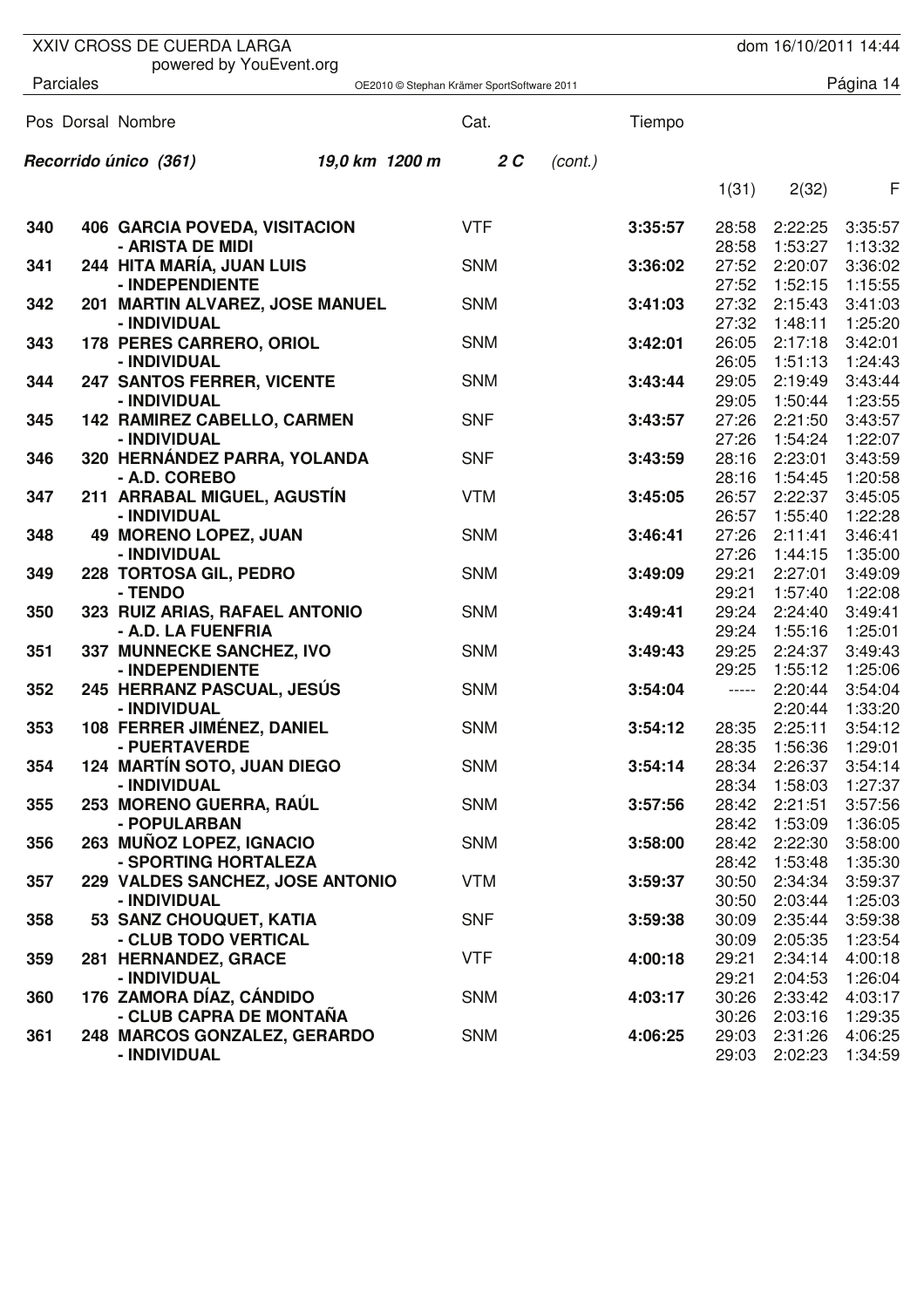XXIV CROSS DE CUERDA LARGA
powered by YouEvent.org

dom 16/10/2011 14:44

Parciales

**Recorrido único (361)** *19,0 km 1200 m* **2 C** *(cont.)*

| Pos | Dorsal | Nombre | Cat. | Tiempo | 1(31) | 2(32) | F |
|---|---|---|---|---|---|---|---|
| **340** | **406** | **GARCIA POVEDA, VISITACION** | VTF | **3:35:57** | 28:58 | 2:22:25 | 3:35:57 |
| | | **- ARISTA DE MIDI** | | | 28:58 | 1:53:27 | 1:13:32 |
| **341** | **244** | **HITA MARÍA, JUAN LUIS** | SNM | **3:36:02** | 27:52 | 2:20:07 | 3:36:02 |
| | | **- INDEPENDIENTE** | | | 27:52 | 1:52:15 | 1:15:55 |
| **342** | **201** | **MARTIN ALVAREZ, JOSE MANUEL** | SNM | **3:41:03** | 27:32 | 2:15:43 | 3:41:03 |
| | | **- INDIVIDUAL** | | | 27:32 | 1:48:11 | 1:25:20 |
| **343** | **178** | **PERES CARRERO, ORIOL** | SNM | **3:42:01** | 26:05 | 2:17:18 | 3:42:01 |
| | | **- INDIVIDUAL** | | | 26:05 | 1:51:13 | 1:24:43 |
| **344** | **247** | **SANTOS FERRER, VICENTE** | SNM | **3:43:44** | 29:05 | 2:19:49 | 3:43:44 |
| | | **- INDIVIDUAL** | | | 29:05 | 1:50:44 | 1:23:55 |
| **345** | **142** | **RAMIREZ CABELLO, CARMEN** | SNF | **3:43:57** | 27:26 | 2:21:50 | 3:43:57 |
| | | **- INDIVIDUAL** | | | 27:26 | 1:54:24 | 1:22:07 |
| **346** | **320** | **HERNÁNDEZ PARRA, YOLANDA** | SNF | **3:43:59** | 28:16 | 2:23:01 | 3:43:59 |
| | | **- A.D. COREBO** | | | 28:16 | 1:54:45 | 1:20:58 |
| **347** | **211** | **ARRABAL MIGUEL, AGUSTÍN** | VTM | **3:45:05** | 26:57 | 2:22:37 | 3:45:05 |
| | | **- INDIVIDUAL** | | | 26:57 | 1:55:40 | 1:22:28 |
| **348** | **49** | **MORENO LOPEZ, JUAN** | SNM | **3:46:41** | 27:26 | 2:11:41 | 3:46:41 |
| | | **- INDIVIDUAL** | | | 27:26 | 1:44:15 | 1:35:00 |
| **349** | **228** | **TORTOSA GIL, PEDRO** | SNM | **3:49:09** | 29:21 | 2:27:01 | 3:49:09 |
| | | **- TENDO** | | | 29:21 | 1:57:40 | 1:22:08 |
| **350** | **323** | **RUIZ ARIAS, RAFAEL ANTONIO** | SNM | **3:49:41** | 29:24 | 2:24:40 | 3:49:41 |
| | | **- A.D. LA FUENFRIA** | | | 29:24 | 1:55:16 | 1:25:01 |
| **351** | **337** | **MUNNECKE SANCHEZ, IVO** | SNM | **3:49:43** | 29:25 | 2:24:37 | 3:49:43 |
| | | **- INDEPENDIENTE** | | | 29:25 | 1:55:12 | 1:25:06 |
| **352** | **245** | **HERRANZ PASCUAL, JESÚS** | SNM | **3:54:04** | ----- | 2:20:44 | 3:54:04 |
| | | **- INDIVIDUAL** | | | | 2:20:44 | 1:33:20 |
| **353** | **108** | **FERRER JIMÉNEZ, DANIEL** | SNM | **3:54:12** | 28:35 | 2:25:11 | 3:54:12 |
| | | **- PUERTAVERDE** | | | 28:35 | 1:56:36 | 1:29:01 |
| **354** | **124** | **MARTÍN SOTO, JUAN DIEGO** | SNM | **3:54:14** | 28:34 | 2:26:37 | 3:54:14 |
| | | **- INDIVIDUAL** | | | 28:34 | 1:58:03 | 1:27:37 |
| **355** | **253** | **MORENO GUERRA, RAÚL** | SNM | **3:57:56** | 28:42 | 2:21:51 | 3:57:56 |
| | | **- POPULARBAN** | | | 28:42 | 1:53:09 | 1:36:05 |
| **356** | **263** | **MUÑOZ LOPEZ, IGNACIO** | SNM | **3:58:00** | 28:42 | 2:22:30 | 3:58:00 |
| | | **- SPORTING HORTALEZA** | | | 28:42 | 1:53:48 | 1:35:30 |
| **357** | **229** | **VALDES SANCHEZ, JOSE ANTONIO** | VTM | **3:59:37** | 30:50 | 2:34:34 | 3:59:37 |
| | | **- INDIVIDUAL** | | | 30:50 | 2:03:44 | 1:25:03 |
| **358** | **53** | **SANZ CHOUQUET, KATIA** | SNF | **3:59:38** | 30:09 | 2:35:44 | 3:59:38 |
| | | **- CLUB TODO VERTICAL** | | | 30:09 | 2:05:35 | 1:23:54 |
| **359** | **281** | **HERNANDEZ, GRACE** | VTF | **4:00:18** | 29:21 | 2:34:14 | 4:00:18 |
| | | **- INDIVIDUAL** | | | 29:21 | 2:04:53 | 1:26:04 |
| **360** | **176** | **ZAMORA DÍAZ, CÁNDIDO** | SNM | **4:03:17** | 30:26 | 2:33:42 | 4:03:17 |
| | | **- CLUB CAPRA DE MONTAÑA** | | | 30:26 | 2:03:16 | 1:29:35 |
| **361** | **248** | **MARCOS GONZALEZ, GERARDO** | SNM | **4:06:25** | 29:03 | 2:31:26 | 4:06:25 |
| | | **- INDIVIDUAL** | | | 29:03 | 2:02:23 | 1:34:59 |